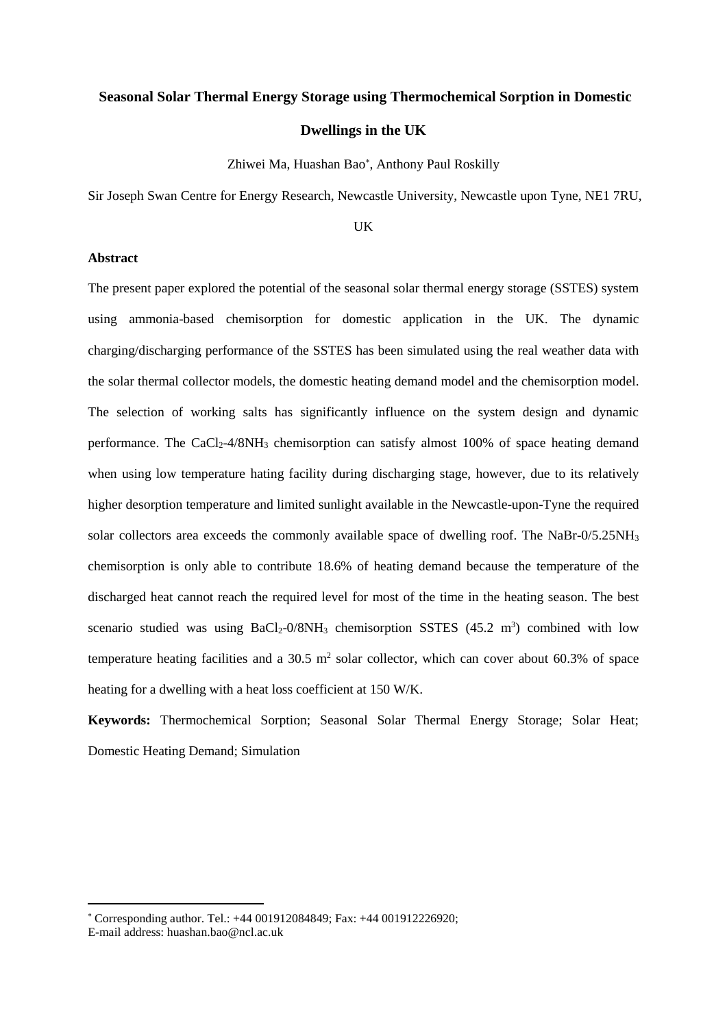# Seasonal Solar Thermal Energy Storage using Thermochemical Sorption in Domestic Dwellings in the UK

Zhiwei Ma, Huashan Bao*, Anthony Paul Roskilly

Sir Joseph Swan Centre for Energy Research, Newcastle University, Newcastle upon Tyne, NE1 7RU, UK

## Abstract

The present paper explored the potential of the seasonal solar thermal energy storage (SSTES) system using ammonia-based chemisorption for domestic application in the UK. The dynamic charging/discharging performance of the SSTES has been simulated using the real weather data with the solar thermal collector models, the domestic heating demand model and the chemisorption model. The selection of working salts has significantly influence on the system design and dynamic performance. The $CaCl_2$-4/8$NH_3$ chemisorption can satisfy almost 100% of space heating demand when using low temperature hating facility during discharging stage, however, due to its relatively higher desorption temperature and limited sunlight available in the Newcastle-upon-Tyne the required solar collectors area exceeds the commonly available space of dwelling roof. The NaBr-0/5.25$NH_3$ chemisorption is only able to contribute 18.6% of heating demand because the temperature of the discharged heat cannot reach the required level for most of the time in the heating season. The best scenario studied was using $BaCl_2$-0/8$NH_3$ chemisorption SSTES (45.2 $m^3$) combined with low temperature heating facilities and a 30.5 $m^2$ solar collector, which can cover about 60.3% of space heating for a dwelling with a heat loss coefficient at 150 W/K.

**Keywords:** Thermochemical Sorption; Seasonal Solar Thermal Energy Storage; Solar Heat; Domestic Heating Demand; Simulation

---

* Corresponding author. Tel.: +44 001912084849; Fax: +44 001912226920;
E-mail address: huashan.bao@ncl.ac.uk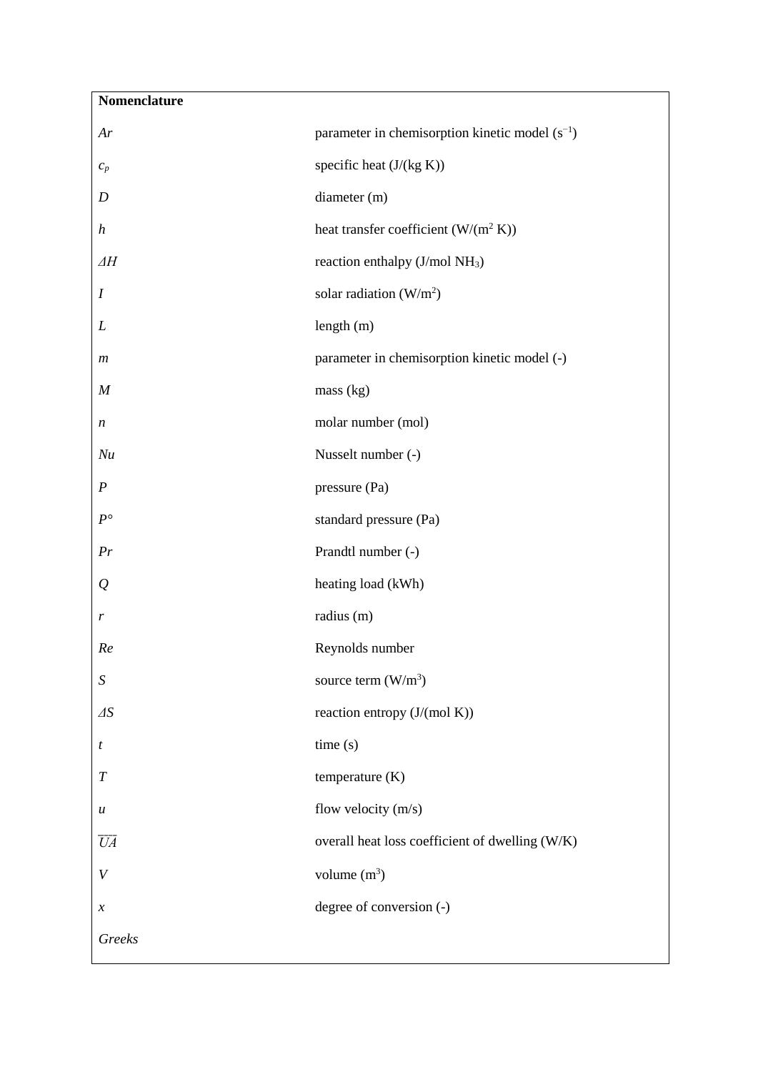**Nomenclature**

| | |
|---|---|
| $Ar$ | parameter in chemisorption kinetic model ($s^{-1}$) |
| $c_p$ | specific heat (J/(kg K)) |
| $D$ | diameter (m) |
| $h$ | heat transfer coefficient (W/($m^2$ K)) |
| $\Delta H$ | reaction enthalpy (J/mol $NH_3$) |
| $I$ | solar radiation (W/$m^2$) |
| $L$ | length (m) |
| $m$ | parameter in chemisorption kinetic model (-) |
| $M$ | mass (kg) |
| $n$ | molar number (mol) |
| $Nu$ | Nusselt number (-) |
| $P$ | pressure (Pa) |
| $P°$ | standard pressure (Pa) |
| $Pr$ | Prandtl number (-) |
| $Q$ | heating load (kWh) |
| $r$ | radius (m) |
| $Re$ | Reynolds number |
| $S$ | source term (W/$m^3$) |
| $\Delta S$ | reaction entropy (J/(mol K)) |
| $t$ | time (s) |
| $T$ | temperature (K) |
| $u$ | flow velocity (m/s) |
| $\overline{UA}$ | overall heat loss coefficient of dwelling (W/K) |
| $V$ | volume ($m^3$) |
| $x$ | degree of conversion (-) |
| *Greeks* | |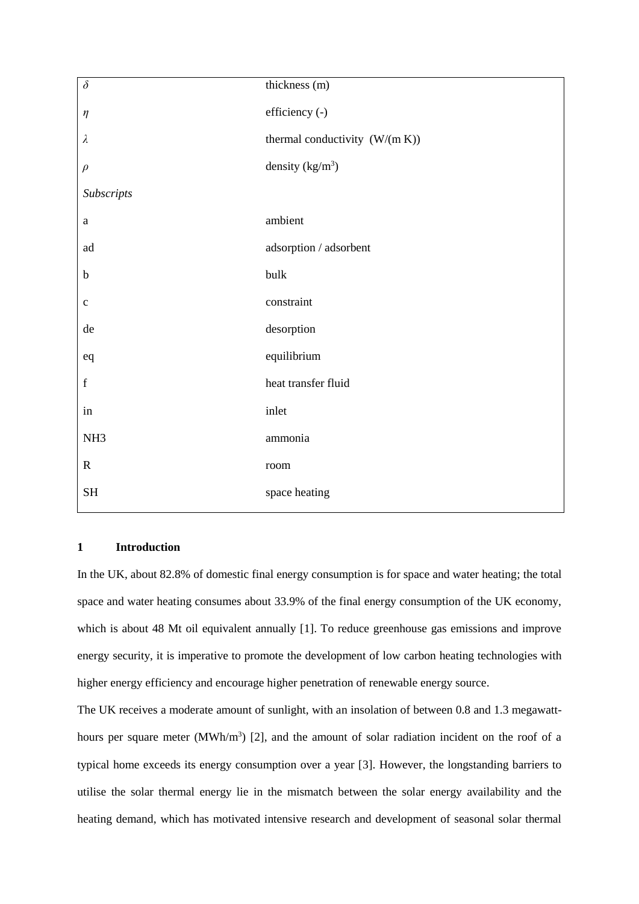| | |
|---|---|
| $\delta$ | thickness (m) |
| $\eta$ | efficiency (-) |
| $\lambda$ | thermal conductivity (W/(m K)) |
| $\rho$ | density (kg/m$^3$) |
| *Subscripts* | |
| a | ambient |
| ad | adsorption / adsorbent |
| b | bulk |
| c | constraint |
| de | desorption |
| eq | equilibrium |
| f | heat transfer fluid |
| in | inlet |
| NH3 | ammonia |
| R | room |
| SH | space heating |

## 1 Introduction

In the UK, about 82.8% of domestic final energy consumption is for space and water heating; the total space and water heating consumes about 33.9% of the final energy consumption of the UK economy, which is about 48 Mt oil equivalent annually [1]. To reduce greenhouse gas emissions and improve energy security, it is imperative to promote the development of low carbon heating technologies with higher energy efficiency and encourage higher penetration of renewable energy source.

The UK receives a moderate amount of sunlight, with an insolation of between 0.8 and 1.3 megawatt-hours per square meter (MWh/m$^3$) [2], and the amount of solar radiation incident on the roof of a typical home exceeds its energy consumption over a year [3]. However, the longstanding barriers to utilise the solar thermal energy lie in the mismatch between the solar energy availability and the heating demand, which has motivated intensive research and development of seasonal solar thermal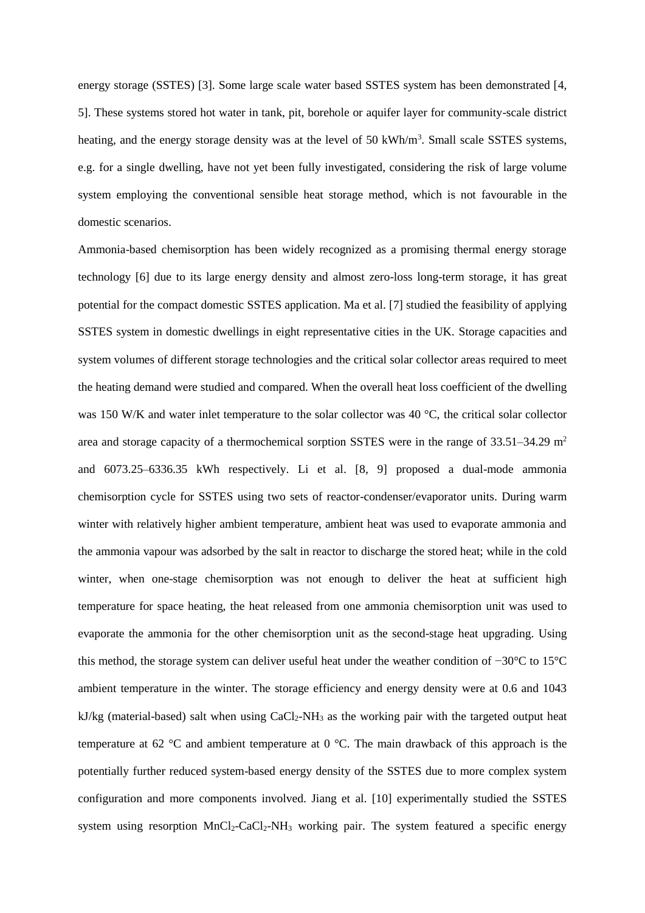energy storage (SSTES) [3]. Some large scale water based SSTES system has been demonstrated [4, 5]. These systems stored hot water in tank, pit, borehole or aquifer layer for community-scale district heating, and the energy storage density was at the level of 50 kWh/m$^3$. Small scale SSTES systems, e.g. for a single dwelling, have not yet been fully investigated, considering the risk of large volume system employing the conventional sensible heat storage method, which is not favourable in the domestic scenarios.

Ammonia-based chemisorption has been widely recognized as a promising thermal energy storage technology [6] due to its large energy density and almost zero-loss long-term storage, it has great potential for the compact domestic SSTES application. Ma et al. [7] studied the feasibility of applying SSTES system in domestic dwellings in eight representative cities in the UK. Storage capacities and system volumes of different storage technologies and the critical solar collector areas required to meet the heating demand were studied and compared. When the overall heat loss coefficient of the dwelling was 150 W/K and water inlet temperature to the solar collector was 40 °C, the critical solar collector area and storage capacity of a thermochemical sorption SSTES were in the range of 33.51–34.29 m$^2$ and 6073.25–6336.35 kWh respectively. Li et al. [8, 9] proposed a dual-mode ammonia chemisorption cycle for SSTES using two sets of reactor-condenser/evaporator units. During warm winter with relatively higher ambient temperature, ambient heat was used to evaporate ammonia and the ammonia vapour was adsorbed by the salt in reactor to discharge the stored heat; while in the cold winter, when one-stage chemisorption was not enough to deliver the heat at sufficient high temperature for space heating, the heat released from one ammonia chemisorption unit was used to evaporate the ammonia for the other chemisorption unit as the second-stage heat upgrading. Using this method, the storage system can deliver useful heat under the weather condition of −30°C to 15°C ambient temperature in the winter. The storage efficiency and energy density were at 0.6 and 1043 kJ/kg (material-based) salt when using $CaCl_2$-$NH_3$ as the working pair with the targeted output heat temperature at 62 °C and ambient temperature at 0 °C. The main drawback of this approach is the potentially further reduced system-based energy density of the SSTES due to more complex system configuration and more components involved. Jiang et al. [10] experimentally studied the SSTES system using resorption $MnCl_2$-$CaCl_2$-$NH_3$ working pair. The system featured a specific energy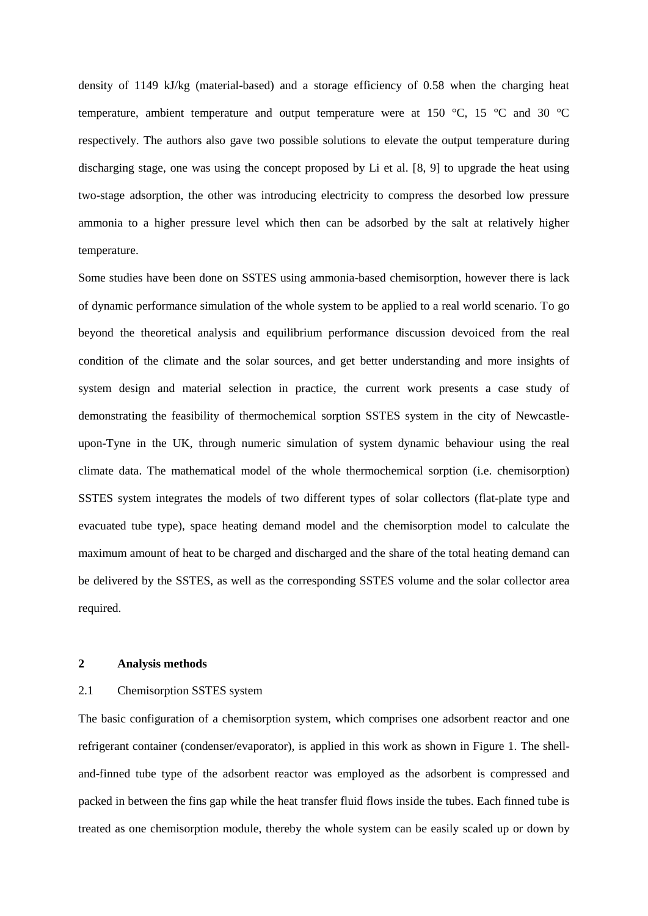density of 1149 kJ/kg (material-based) and a storage efficiency of 0.58 when the charging heat temperature, ambient temperature and output temperature were at 150 °C, 15 °C and 30 °C respectively. The authors also gave two possible solutions to elevate the output temperature during discharging stage, one was using the concept proposed by Li et al. [8, 9] to upgrade the heat using two-stage adsorption, the other was introducing electricity to compress the desorbed low pressure ammonia to a higher pressure level which then can be adsorbed by the salt at relatively higher temperature.

Some studies have been done on SSTES using ammonia-based chemisorption, however there is lack of dynamic performance simulation of the whole system to be applied to a real world scenario. To go beyond the theoretical analysis and equilibrium performance discussion devoiced from the real condition of the climate and the solar sources, and get better understanding and more insights of system design and material selection in practice, the current work presents a case study of demonstrating the feasibility of thermochemical sorption SSTES system in the city of Newcastle-upon-Tyne in the UK, through numeric simulation of system dynamic behaviour using the real climate data. The mathematical model of the whole thermochemical sorption (i.e. chemisorption) SSTES system integrates the models of two different types of solar collectors (flat-plate type and evacuated tube type), space heating demand model and the chemisorption model to calculate the maximum amount of heat to be charged and discharged and the share of the total heating demand can be delivered by the SSTES, as well as the corresponding SSTES volume and the solar collector area required.

## 2 Analysis methods

### 2.1 Chemisorption SSTES system

The basic configuration of a chemisorption system, which comprises one adsorbent reactor and one refrigerant container (condenser/evaporator), is applied in this work as shown in Figure 1. The shell-and-finned tube type of the adsorbent reactor was employed as the adsorbent is compressed and packed in between the fins gap while the heat transfer fluid flows inside the tubes. Each finned tube is treated as one chemisorption module, thereby the whole system can be easily scaled up or down by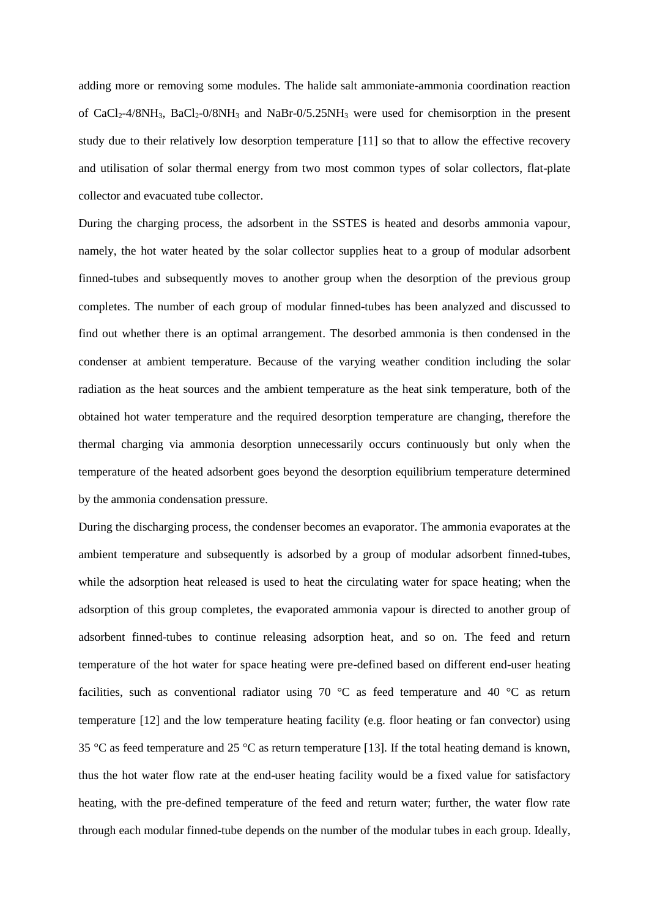adding more or removing some modules. The halide salt ammoniate-ammonia coordination reaction of $CaCl_2$-4/8$NH_3$, $BaCl_2$-0/8$NH_3$ and NaBr-0/5.25$NH_3$ were used for chemisorption in the present study due to their relatively low desorption temperature [11] so that to allow the effective recovery and utilisation of solar thermal energy from two most common types of solar collectors, flat-plate collector and evacuated tube collector.

During the charging process, the adsorbent in the SSTES is heated and desorbs ammonia vapour, namely, the hot water heated by the solar collector supplies heat to a group of modular adsorbent finned-tubes and subsequently moves to another group when the desorption of the previous group completes. The number of each group of modular finned-tubes has been analyzed and discussed to find out whether there is an optimal arrangement. The desorbed ammonia is then condensed in the condenser at ambient temperature. Because of the varying weather condition including the solar radiation as the heat sources and the ambient temperature as the heat sink temperature, both of the obtained hot water temperature and the required desorption temperature are changing, therefore the thermal charging via ammonia desorption unnecessarily occurs continuously but only when the temperature of the heated adsorbent goes beyond the desorption equilibrium temperature determined by the ammonia condensation pressure.

During the discharging process, the condenser becomes an evaporator. The ammonia evaporates at the ambient temperature and subsequently is adsorbed by a group of modular adsorbent finned-tubes, while the adsorption heat released is used to heat the circulating water for space heating; when the adsorption of this group completes, the evaporated ammonia vapour is directed to another group of adsorbent finned-tubes to continue releasing adsorption heat, and so on. The feed and return temperature of the hot water for space heating were pre-defined based on different end-user heating facilities, such as conventional radiator using 70 °C as feed temperature and 40 °C as return temperature [12] and the low temperature heating facility (e.g. floor heating or fan convector) using 35 °C as feed temperature and 25 °C as return temperature [13]. If the total heating demand is known, thus the hot water flow rate at the end-user heating facility would be a fixed value for satisfactory heating, with the pre-defined temperature of the feed and return water; further, the water flow rate through each modular finned-tube depends on the number of the modular tubes in each group. Ideally,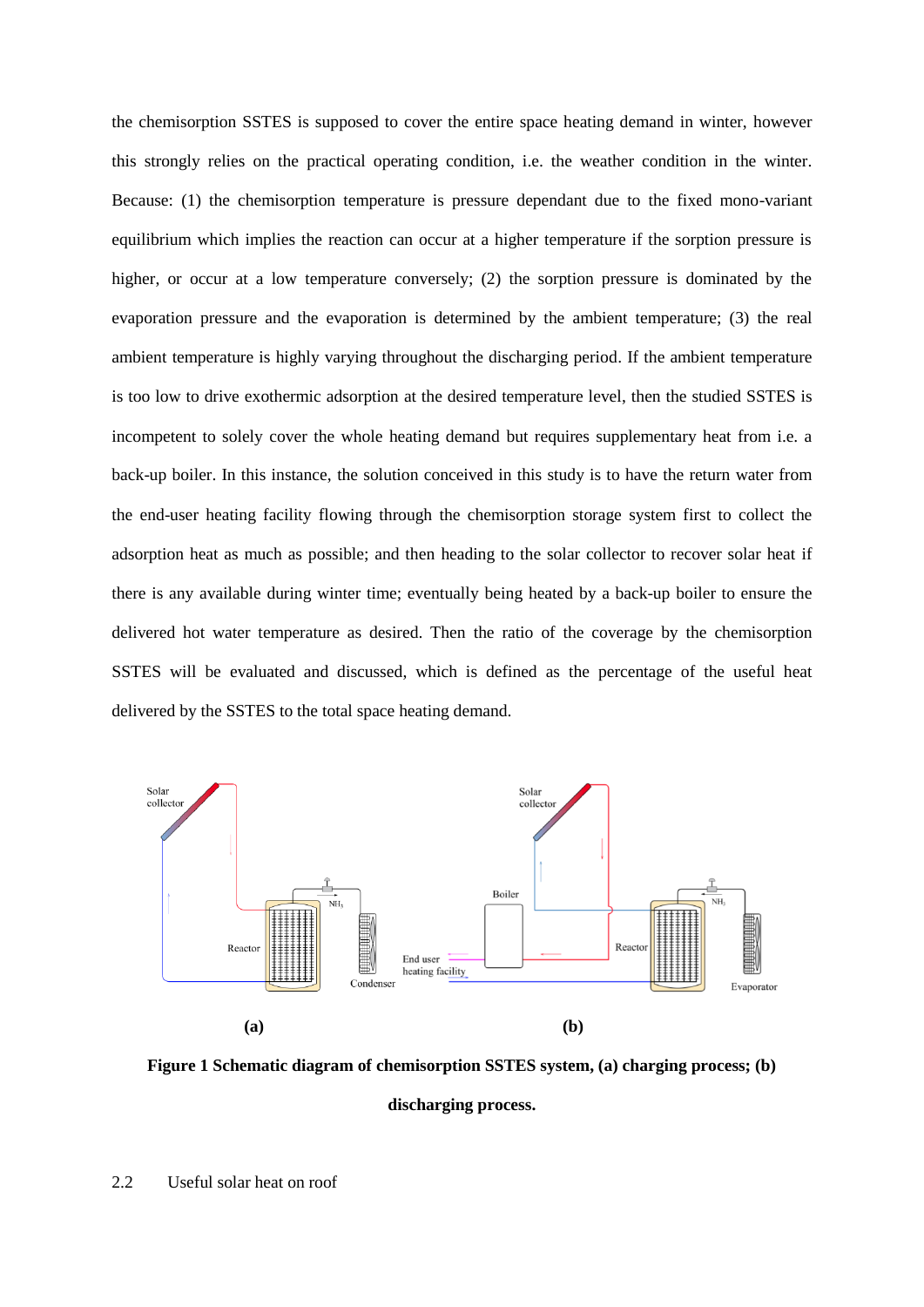the chemisorption SSTES is supposed to cover the entire space heating demand in winter, however this strongly relies on the practical operating condition, i.e. the weather condition in the winter. Because: (1) the chemisorption temperature is pressure dependant due to the fixed mono-variant equilibrium which implies the reaction can occur at a higher temperature if the sorption pressure is higher, or occur at a low temperature conversely; (2) the sorption pressure is dominated by the evaporation pressure and the evaporation is determined by the ambient temperature; (3) the real ambient temperature is highly varying throughout the discharging period. If the ambient temperature is too low to drive exothermic adsorption at the desired temperature level, then the studied SSTES is incompetent to solely cover the whole heating demand but requires supplementary heat from i.e. a back-up boiler. In this instance, the solution conceived in this study is to have the return water from the end-user heating facility flowing through the chemisorption storage system first to collect the adsorption heat as much as possible; and then heading to the solar collector to recover solar heat if there is any available during winter time; eventually being heated by a back-up boiler to ensure the delivered hot water temperature as desired. Then the ratio of the coverage by the chemisorption SSTES will be evaluated and discussed, which is defined as the percentage of the useful heat delivered by the SSTES to the total space heating demand.

**Figure 1 Schematic diagram of chemisorption SSTES system, (a) charging process; (b) discharging process.**

## 2.2 Useful solar heat on roof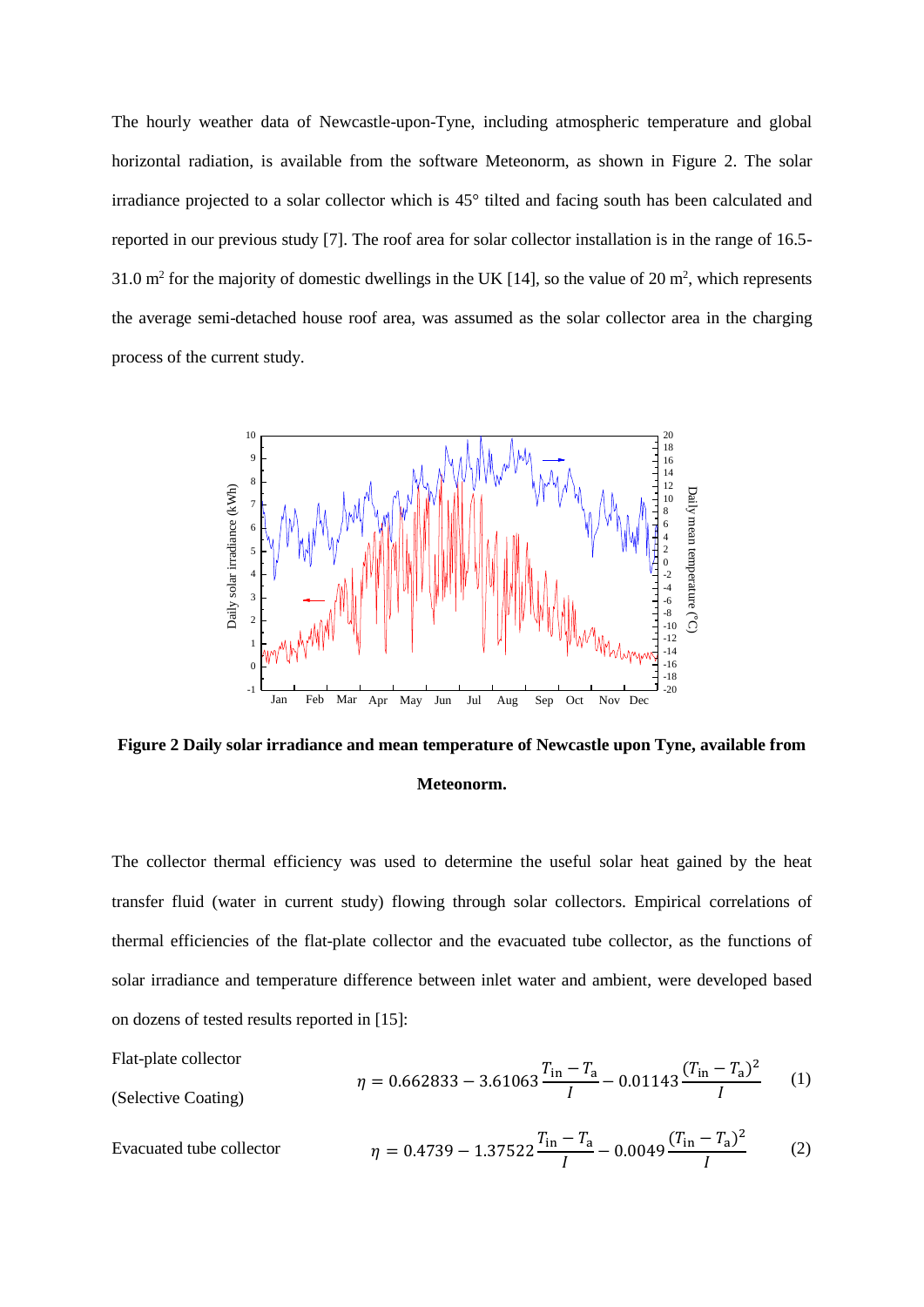The hourly weather data of Newcastle-upon-Tyne, including atmospheric temperature and global horizontal radiation, is available from the software Meteonorm, as shown in Figure 2. The solar irradiance projected to a solar collector which is 45° tilted and facing south has been calculated and reported in our previous study [7]. The roof area for solar collector installation is in the range of 16.5-31.0 m$^2$ for the majority of domestic dwellings in the UK [14], so the value of 20 m$^2$, which represents the average semi-detached house roof area, was assumed as the solar collector area in the charging process of the current study.

**Figure 2 Daily solar irradiance and mean temperature of Newcastle upon Tyne, available from Meteonorm.**

The collector thermal efficiency was used to determine the useful solar heat gained by the heat transfer fluid (water in current study) flowing through solar collectors. Empirical correlations of thermal efficiencies of the flat-plate collector and the evacuated tube collector, as the functions of solar irradiance and temperature difference between inlet water and ambient, were developed based on dozens of tested results reported in [15]:

Flat-plate collector (Selective Coating)

$$\eta = 0.662833 - 3.61063\frac{T_{\text{in}} - T_{\text{a}}}{I} - 0.01143\frac{(T_{\text{in}} - T_{\text{a}})^2}{I} \quad (1)$$

Evacuated tube collector

$$\eta = 0.4739 - 1.37522\frac{T_{\text{in}} - T_{\text{a}}}{I} - 0.0049\frac{(T_{\text{in}} - T_{\text{a}})^2}{I} \quad (2)$$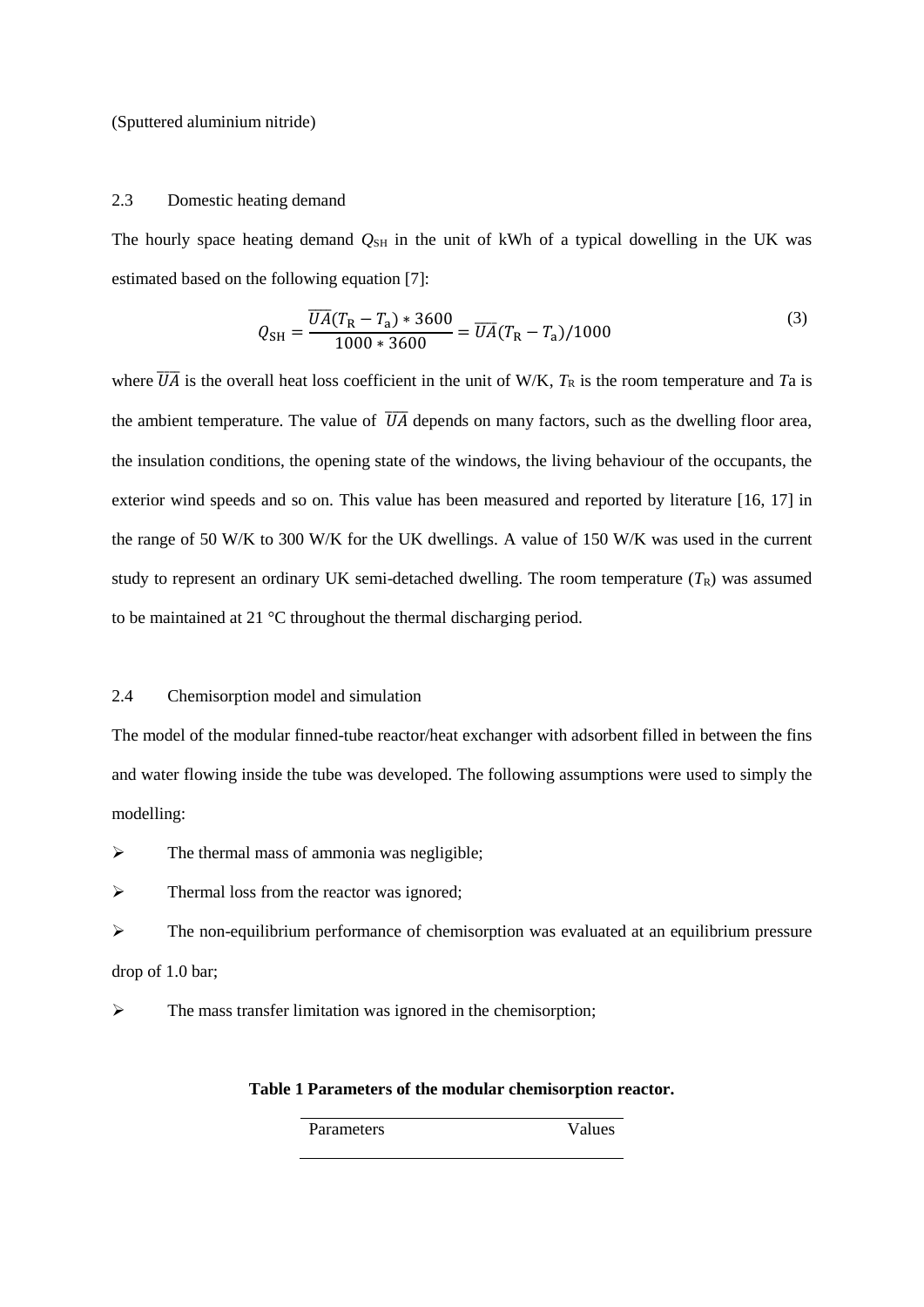(Sputtered aluminium nitride)

## 2.3 Domestic heating demand

The hourly space heating demand $Q_{SH}$ in the unit of kWh of a typical dowelling in the UK was estimated based on the following equation [7]:

$$Q_{SH} = \frac{\overline{UA}(T_R - T_a) * 3600}{1000 * 3600} = \overline{UA}(T_R - T_a)/1000 \tag{3}$$

where $\overline{UA}$ is the overall heat loss coefficient in the unit of W/K, $T_R$ is the room temperature and $T_a$ is the ambient temperature. The value of $\overline{UA}$ depends on many factors, such as the dwelling floor area, the insulation conditions, the opening state of the windows, the living behaviour of the occupants, the exterior wind speeds and so on. This value has been measured and reported by literature [16, 17] in the range of 50 W/K to 300 W/K for the UK dwellings. A value of 150 W/K was used in the current study to represent an ordinary UK semi-detached dwelling. The room temperature ($T_R$) was assumed to be maintained at 21 °C throughout the thermal discharging period.

## 2.4 Chemisorption model and simulation

The model of the modular finned-tube reactor/heat exchanger with adsorbent filled in between the fins and water flowing inside the tube was developed. The following assumptions were used to simply the modelling:

- The thermal mass of ammonia was negligible;
- Thermal loss from the reactor was ignored;
- The non-equilibrium performance of chemisorption was evaluated at an equilibrium pressure drop of 1.0 bar;
- The mass transfer limitation was ignored in the chemisorption;

**Table 1 Parameters of the modular chemisorption reactor.**

| Parameters | Values |
| --- | --- |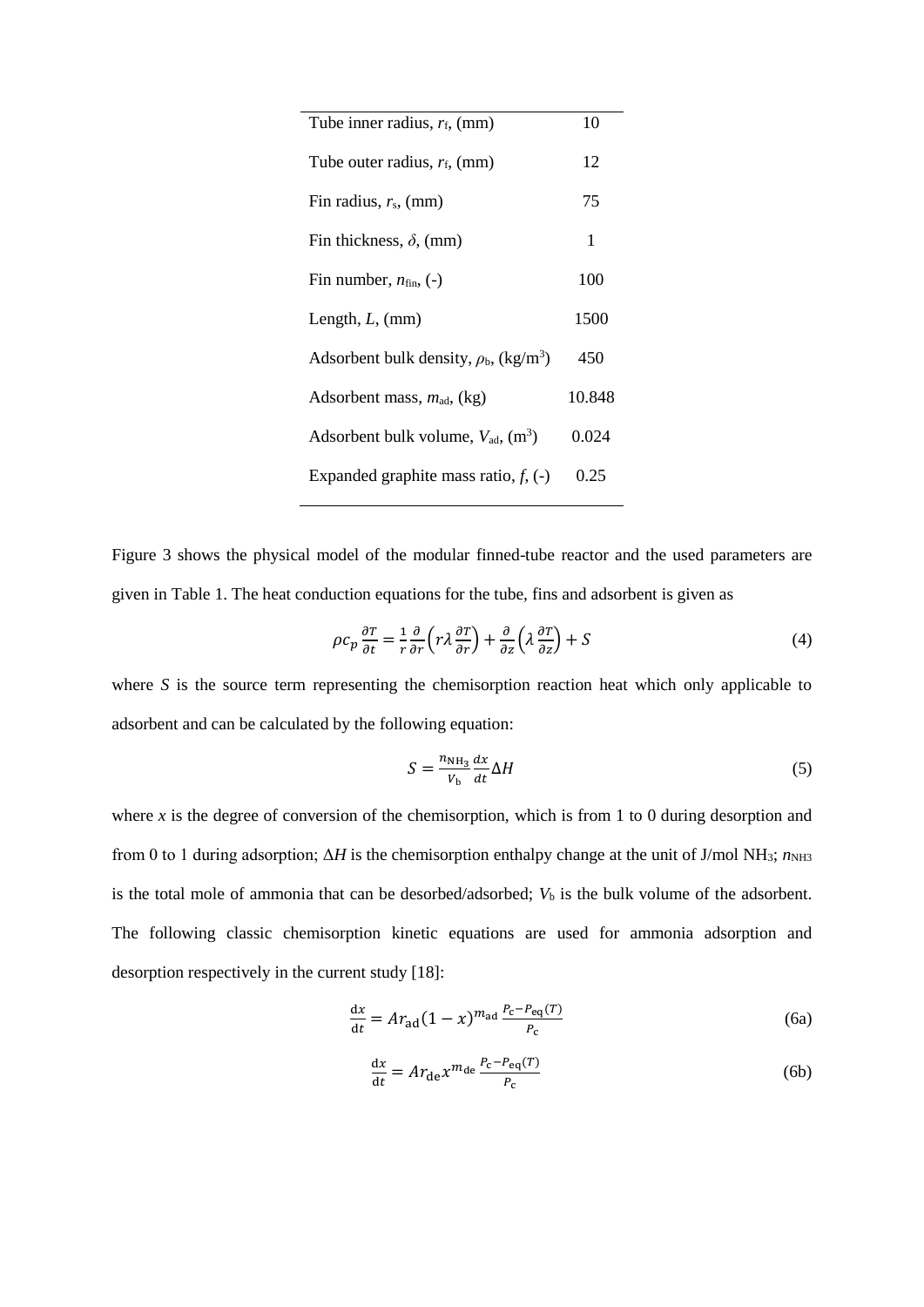| Parameter | Value |
|---|---|
| Tube inner radius, $r_f$, (mm) | 10 |
| Tube outer radius, $r_f$, (mm) | 12 |
| Fin radius, $r_s$, (mm) | 75 |
| Fin thickness, $\delta$, (mm) | 1 |
| Fin number, $n_{fin}$, (-) | 100 |
| Length, $L$, (mm) | 1500 |
| Adsorbent bulk density, $\rho_b$, (kg/m$^3$) | 450 |
| Adsorbent mass, $m_{ad}$, (kg) | 10.848 |
| Adsorbent bulk volume, $V_{ad}$, (m$^3$) | 0.024 |
| Expanded graphite mass ratio, $f$, (-) | 0.25 |

Figure 3 shows the physical model of the modular finned-tube reactor and the used parameters are given in Table 1. The heat conduction equations for the tube, fins and adsorbent is given as

$$\rho c_p \frac{\partial T}{\partial t} = \frac{1}{r}\frac{\partial}{\partial r}\left(r\lambda\frac{\partial T}{\partial r}\right) + \frac{\partial}{\partial z}\left(\lambda\frac{\partial T}{\partial z}\right) + S \tag{4}$$

where $S$ is the source term representing the chemisorption reaction heat which only applicable to adsorbent and can be calculated by the following equation:

$$S = \frac{n_{NH_3}}{V_b}\frac{dx}{dt}\Delta H \tag{5}$$

where $x$ is the degree of conversion of the chemisorption, which is from 1 to 0 during desorption and from 0 to 1 during adsorption; $\Delta H$ is the chemisorption enthalpy change at the unit of J/mol $NH_3$; $n_{NH3}$ is the total mole of ammonia that can be desorbed/adsorbed; $V_b$ is the bulk volume of the adsorbent. The following classic chemisorption kinetic equations are used for ammonia adsorption and desorption respectively in the current study [18]:

$$\frac{\mathrm{d}x}{\mathrm{d}t} = Ar_{\mathrm{ad}}(1-x)^{m_{\mathrm{ad}}}\frac{P_c - P_{eq}(T)}{P_c} \tag{6a}$$

$$\frac{\mathrm{d}x}{\mathrm{d}t} = Ar_{\mathrm{de}}x^{m_{\mathrm{de}}}\frac{P_c - P_{eq}(T)}{P_c} \tag{6b}$$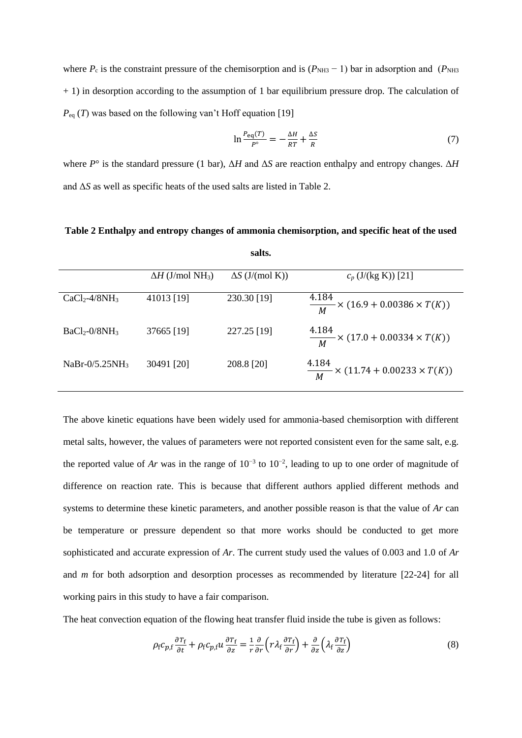where $P_c$ is the constraint pressure of the chemisorption and is ($P_{NH3}$ − 1) bar in adsorption and ($P_{NH3}$ + 1) in desorption according to the assumption of 1 bar equilibrium pressure drop. The calculation of $P_{eq}$ ($T$) was based on the following van't Hoff equation [19]

$$\ln \frac{P_{\mathrm{eq}}(T)}{P^{\circ}} = -\frac{\Delta H}{RT} + \frac{\Delta S}{R} \tag{7}$$

where $P°$ is the standard pressure (1 bar), $\Delta H$ and $\Delta S$ are reaction enthalpy and entropy changes. $\Delta H$ and $\Delta S$ as well as specific heats of the used salts are listed in Table 2.

**Table 2 Enthalpy and entropy changes of ammonia chemisorption, and specific heat of the used salts.**

| | $\Delta H$ (J/mol $NH_3$) | $\Delta S$ (J/(mol K)) | $c_p$ (J/(kg K)) [21] |
|---|---|---|---|
| $CaCl_2$-4/8$NH_3$ | 41013 [19] | 230.30 [19] | $\frac{4.184}{M} \times (16.9 + 0.00386 \times T(K))$ |
| $BaCl_2$-0/8$NH_3$ | 37665 [19] | 227.25 [19] | $\frac{4.184}{M} \times (17.0 + 0.00334 \times T(K))$ |
| NaBr-0/5.25$NH_3$ | 30491 [20] | 208.8 [20] | $\frac{4.184}{M} \times (11.74 + 0.00233 \times T(K))$ |

The above kinetic equations have been widely used for ammonia-based chemisorption with different metal salts, however, the values of parameters were not reported consistent even for the same salt, e.g. the reported value of $Ar$ was in the range of $10^{-3}$ to $10^{-2}$, leading to up to one order of magnitude of difference on reaction rate. This is because that different authors applied different methods and systems to determine these kinetic parameters, and another possible reason is that the value of $Ar$ can be temperature or pressure dependent so that more works should be conducted to get more sophisticated and accurate expression of $Ar$. The current study used the values of 0.003 and 1.0 of $Ar$ and $m$ for both adsorption and desorption processes as recommended by literature [22-24] for all working pairs in this study to have a fair comparison.

The heat convection equation of the flowing heat transfer fluid inside the tube is given as follows:

$$\rho_{\mathrm{f}} c_{p,\mathrm{f}} \frac{\partial T_{\mathrm{f}}}{\partial t} + \rho_{\mathrm{f}} c_{p,\mathrm{f}} u \frac{\partial T_{\mathrm{f}}}{\partial z} = \frac{1}{r} \frac{\partial}{\partial r}\left(r \lambda_{\mathrm{f}} \frac{\partial T_{\mathrm{f}}}{\partial r}\right) + \frac{\partial}{\partial z}\left(\lambda_{\mathrm{f}} \frac{\partial T_{\mathrm{f}}}{\partial z}\right) \tag{8}$$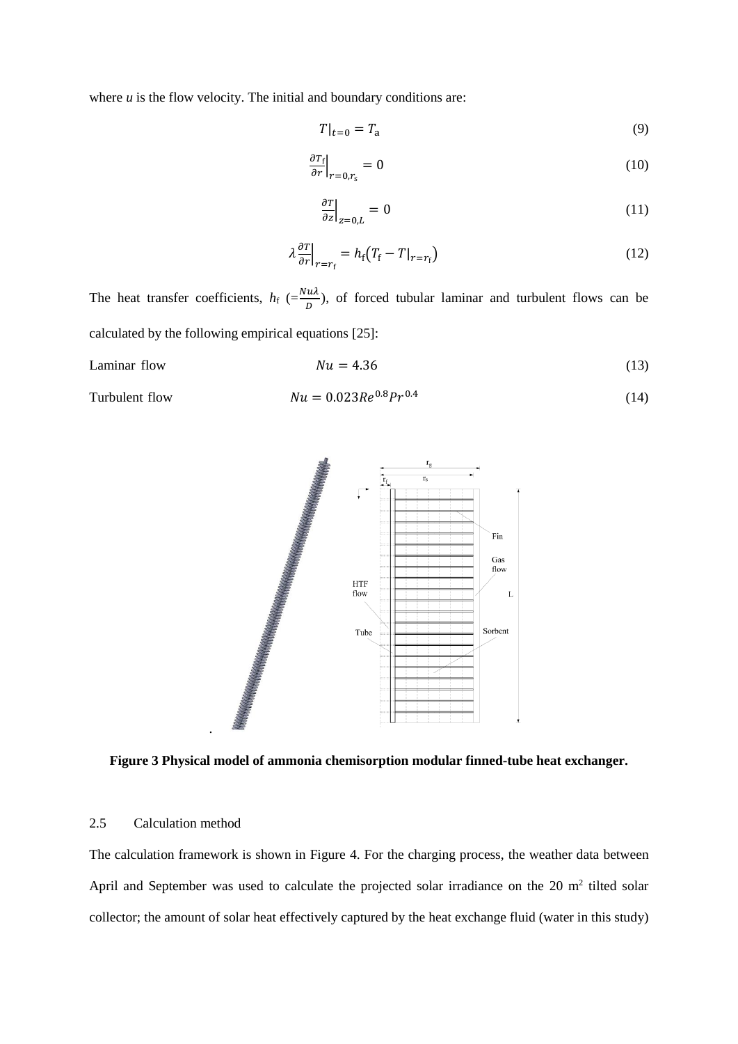where *u* is the flow velocity. The initial and boundary conditions are:

$$T|_{t=0} = T_\mathrm{a} \tag{9}$$

$$\left.\frac{\partial T_\mathrm{f}}{\partial r}\right|_{r=0,r_\mathrm{s}} = 0 \tag{10}$$

$$\left.\frac{\partial T}{\partial z}\right|_{z=0,L} = 0 \tag{11}$$

$$\lambda \left.\frac{\partial T}{\partial r}\right|_{r=r_\mathrm{f}} = h_\mathrm{f}\left(T_\mathrm{f} - T|_{r=r_\mathrm{f}}\right) \tag{12}$$

The heat transfer coefficients, $h_\mathrm{f}$ ($=\frac{Nu\lambda}{D}$), of forced tubular laminar and turbulent flows can be calculated by the following empirical equations [25]:

Laminar flow $$Nu = 4.36 \tag{13}$$

Turbulent flow $$Nu = 0.023Re^{0.8}Pr^{0.4} \tag{14}$$

**Figure 3 Physical model of ammonia chemisorption modular finned-tube heat exchanger.**

## 2.5 Calculation method

The calculation framework is shown in Figure 4. For the charging process, the weather data between April and September was used to calculate the projected solar irradiance on the 20 m$^2$ tilted solar collector; the amount of solar heat effectively captured by the heat exchange fluid (water in this study)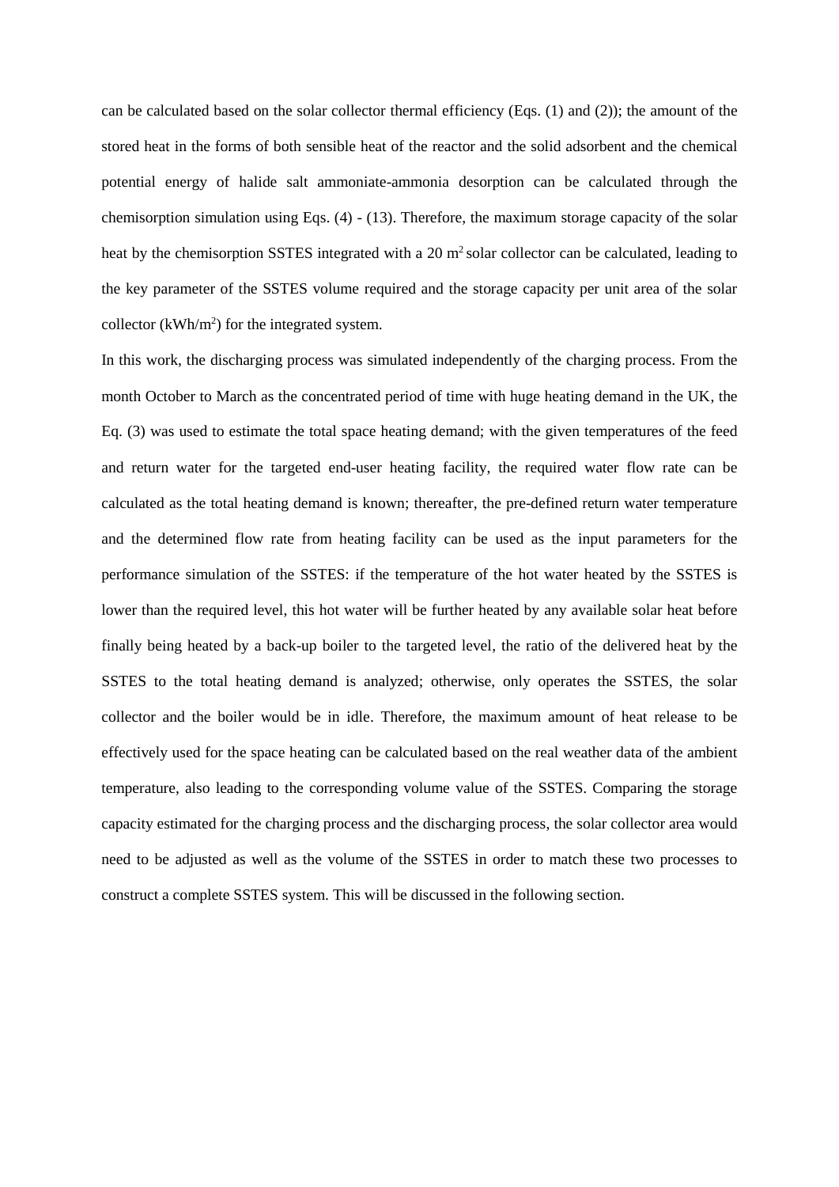can be calculated based on the solar collector thermal efficiency (Eqs. (1) and (2)); the amount of the stored heat in the forms of both sensible heat of the reactor and the solid adsorbent and the chemical potential energy of halide salt ammoniate-ammonia desorption can be calculated through the chemisorption simulation using Eqs. (4) - (13). Therefore, the maximum storage capacity of the solar heat by the chemisorption SSTES integrated with a 20 $m^2$ solar collector can be calculated, leading to the key parameter of the SSTES volume required and the storage capacity per unit area of the solar collector ($kWh/m^2$) for the integrated system.

In this work, the discharging process was simulated independently of the charging process. From the month October to March as the concentrated period of time with huge heating demand in the UK, the Eq. (3) was used to estimate the total space heating demand; with the given temperatures of the feed and return water for the targeted end-user heating facility, the required water flow rate can be calculated as the total heating demand is known; thereafter, the pre-defined return water temperature and the determined flow rate from heating facility can be used as the input parameters for the performance simulation of the SSTES: if the temperature of the hot water heated by the SSTES is lower than the required level, this hot water will be further heated by any available solar heat before finally being heated by a back-up boiler to the targeted level, the ratio of the delivered heat by the SSTES to the total heating demand is analyzed; otherwise, only operates the SSTES, the solar collector and the boiler would be in idle. Therefore, the maximum amount of heat release to be effectively used for the space heating can be calculated based on the real weather data of the ambient temperature, also leading to the corresponding volume value of the SSTES. Comparing the storage capacity estimated for the charging process and the discharging process, the solar collector area would need to be adjusted as well as the volume of the SSTES in order to match these two processes to construct a complete SSTES system. This will be discussed in the following section.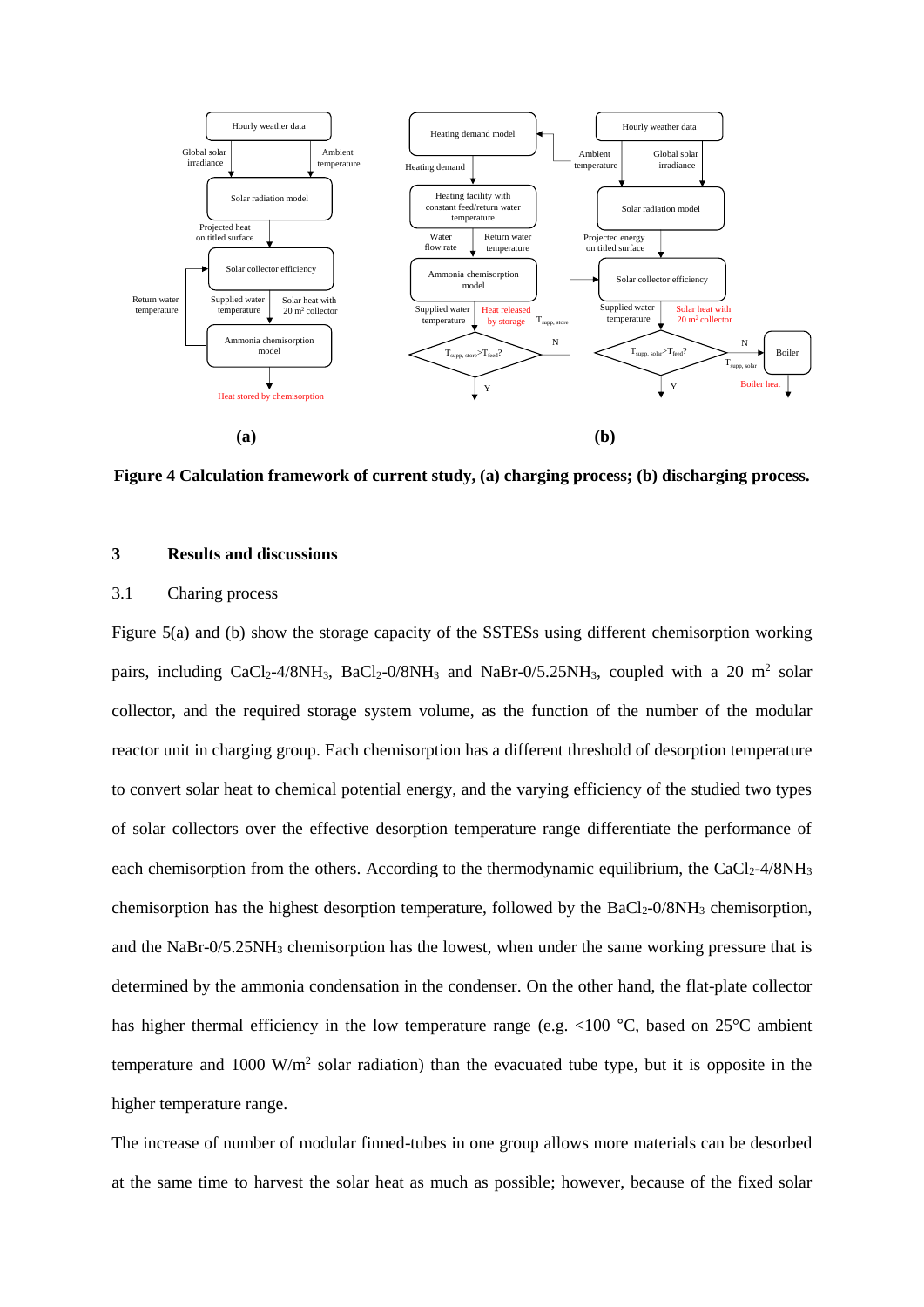**Figure 4 Calculation framework of current study, (a) charging process; (b) discharging process.**

# 3 Results and discussions

## 3.1 Charing process

Figure 5(a) and (b) show the storage capacity of the SSTESs using different chemisorption working pairs, including $CaCl_2$-4/8$NH_3$, $BaCl_2$-0/8$NH_3$ and NaBr-0/5.25$NH_3$, coupled with a 20 $m^2$ solar collector, and the required storage system volume, as the function of the number of the modular reactor unit in charging group. Each chemisorption has a different threshold of desorption temperature to convert solar heat to chemical potential energy, and the varying efficiency of the studied two types of solar collectors over the effective desorption temperature range differentiate the performance of each chemisorption from the others. According to the thermodynamic equilibrium, the $CaCl_2$-4/8$NH_3$ chemisorption has the highest desorption temperature, followed by the $BaCl_2$-0/8$NH_3$ chemisorption, and the NaBr-0/5.25$NH_3$ chemisorption has the lowest, when under the same working pressure that is determined by the ammonia condensation in the condenser. On the other hand, the flat-plate collector has higher thermal efficiency in the low temperature range (e.g. <100 °C, based on 25°C ambient temperature and 1000 W/$m^2$ solar radiation) than the evacuated tube type, but it is opposite in the higher temperature range.

The increase of number of modular finned-tubes in one group allows more materials can be desorbed at the same time to harvest the solar heat as much as possible; however, because of the fixed solar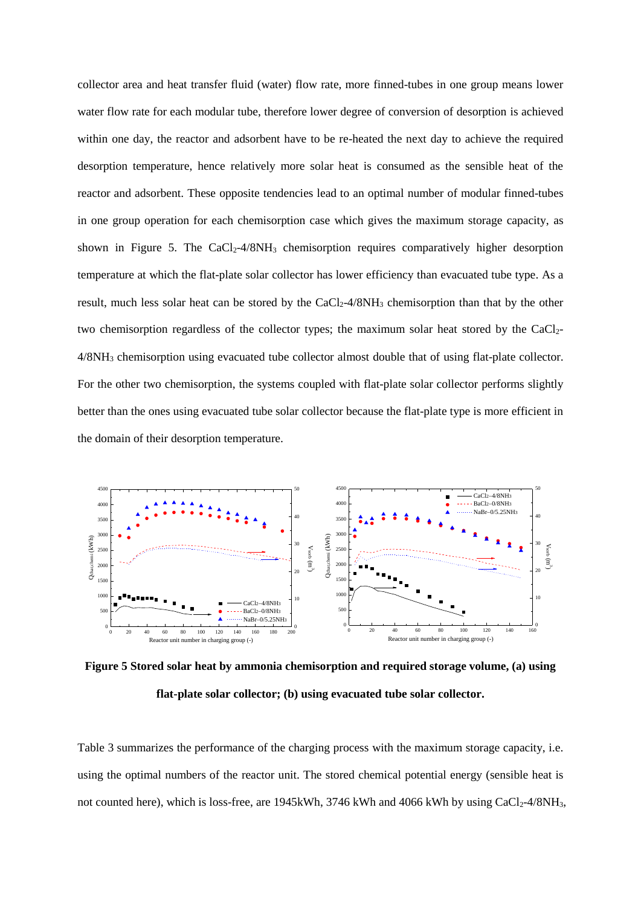collector area and heat transfer fluid (water) flow rate, more finned-tubes in one group means lower water flow rate for each modular tube, therefore lower degree of conversion of desorption is achieved within one day, the reactor and adsorbent have to be re-heated the next day to achieve the required desorption temperature, hence relatively more solar heat is consumed as the sensible heat of the reactor and adsorbent. These opposite tendencies lead to an optimal number of modular finned-tubes in one group operation for each chemisorption case which gives the maximum storage capacity, as shown in Figure 5. The $CaCl_2$-4/8$NH_3$ chemisorption requires comparatively higher desorption temperature at which the flat-plate solar collector has lower efficiency than evacuated tube type. As a result, much less solar heat can be stored by the $CaCl_2$-4/8$NH_3$ chemisorption than that by the other two chemisorption regardless of the collector types; the maximum solar heat stored by the $CaCl_2$-4/8$NH_3$ chemisorption using evacuated tube collector almost double that of using flat-plate collector. For the other two chemisorption, the systems coupled with flat-plate solar collector performs slightly better than the ones using evacuated tube solar collector because the flat-plate type is more efficient in the domain of their desorption temperature.

**Figure 5 Stored solar heat by ammonia chemisorption and required storage volume, (a) using flat-plate solar collector; (b) using evacuated tube solar collector.**

Table 3 summarizes the performance of the charging process with the maximum storage capacity, i.e. using the optimal numbers of the reactor unit. The stored chemical potential energy (sensible heat is not counted here), which is loss-free, are 1945kWh, 3746 kWh and 4066 kWh by using $CaCl_2$-4/8$NH_3$,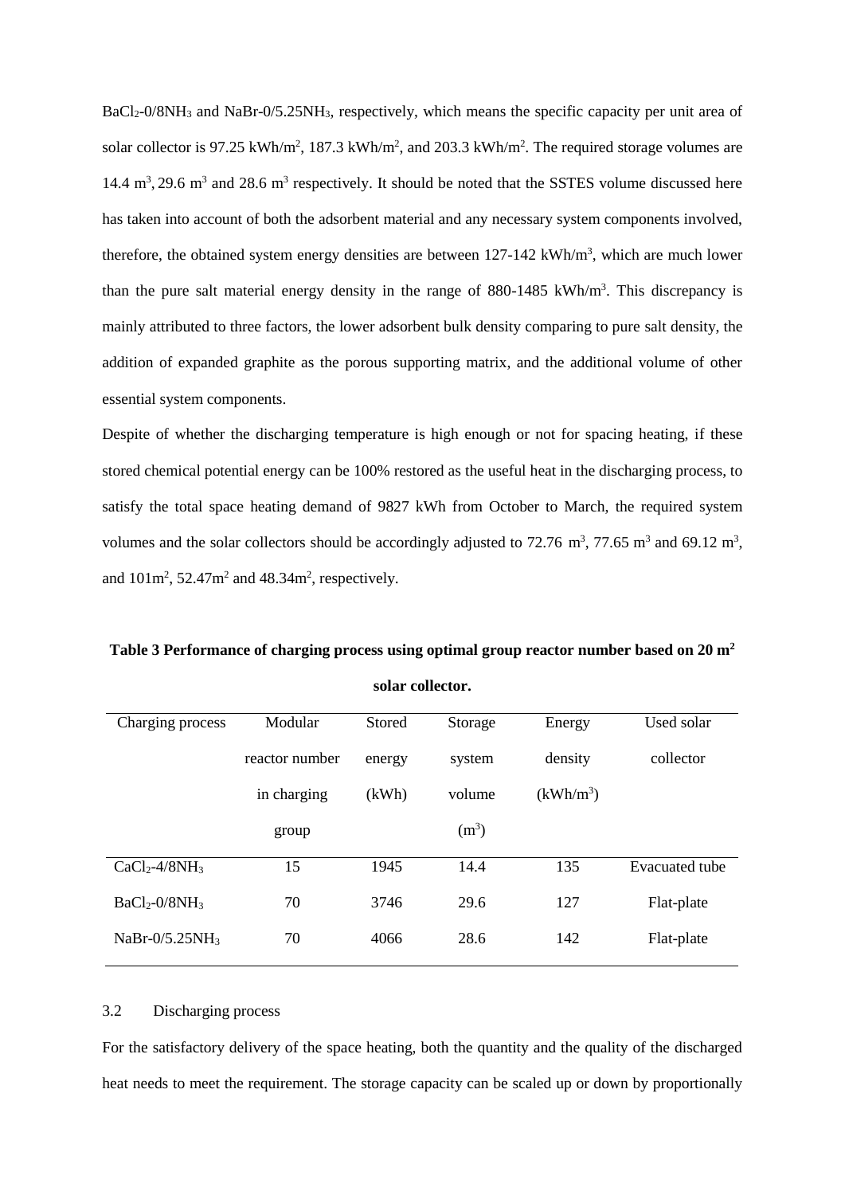$BaCl_2$-0/8$NH_3$ and NaBr-0/5.25$NH_3$, respectively, which means the specific capacity per unit area of solar collector is 97.25 kWh/m$^2$, 187.3 kWh/m$^2$, and 203.3 kWh/m$^2$. The required storage volumes are 14.4 m$^3$, 29.6 m$^3$ and 28.6 m$^3$ respectively. It should be noted that the SSTES volume discussed here has taken into account of both the adsorbent material and any necessary system components involved, therefore, the obtained system energy densities are between 127-142 kWh/m$^3$, which are much lower than the pure salt material energy density in the range of 880-1485 kWh/m$^3$. This discrepancy is mainly attributed to three factors, the lower adsorbent bulk density comparing to pure salt density, the addition of expanded graphite as the porous supporting matrix, and the additional volume of other essential system components.

Despite of whether the discharging temperature is high enough or not for spacing heating, if these stored chemical potential energy can be 100% restored as the useful heat in the discharging process, to satisfy the total space heating demand of 9827 kWh from October to March, the required system volumes and the solar collectors should be accordingly adjusted to 72.76 m$^3$, 77.65 m$^3$ and 69.12 m$^3$, and 101m$^2$, 52.47m$^2$ and 48.34m$^2$, respectively.

**Table 3 Performance of charging process using optimal group reactor number based on 20 m$^2$ solar collector.**

| Charging process | Modular reactor number in charging group | Stored energy (kWh) | Storage system volume (m$^3$) | Energy density (kWh/m$^3$) | Used solar collector |
|---|---|---|---|---|---|
| $CaCl_2$-4/8$NH_3$ | 15 | 1945 | 14.4 | 135 | Evacuated tube |
| $BaCl_2$-0/8$NH_3$ | 70 | 3746 | 29.6 | 127 | Flat-plate |
| NaBr-0/5.25$NH_3$ | 70 | 4066 | 28.6 | 142 | Flat-plate |

### 3.2 Discharging process

For the satisfactory delivery of the space heating, both the quantity and the quality of the discharged heat needs to meet the requirement. The storage capacity can be scaled up or down by proportionally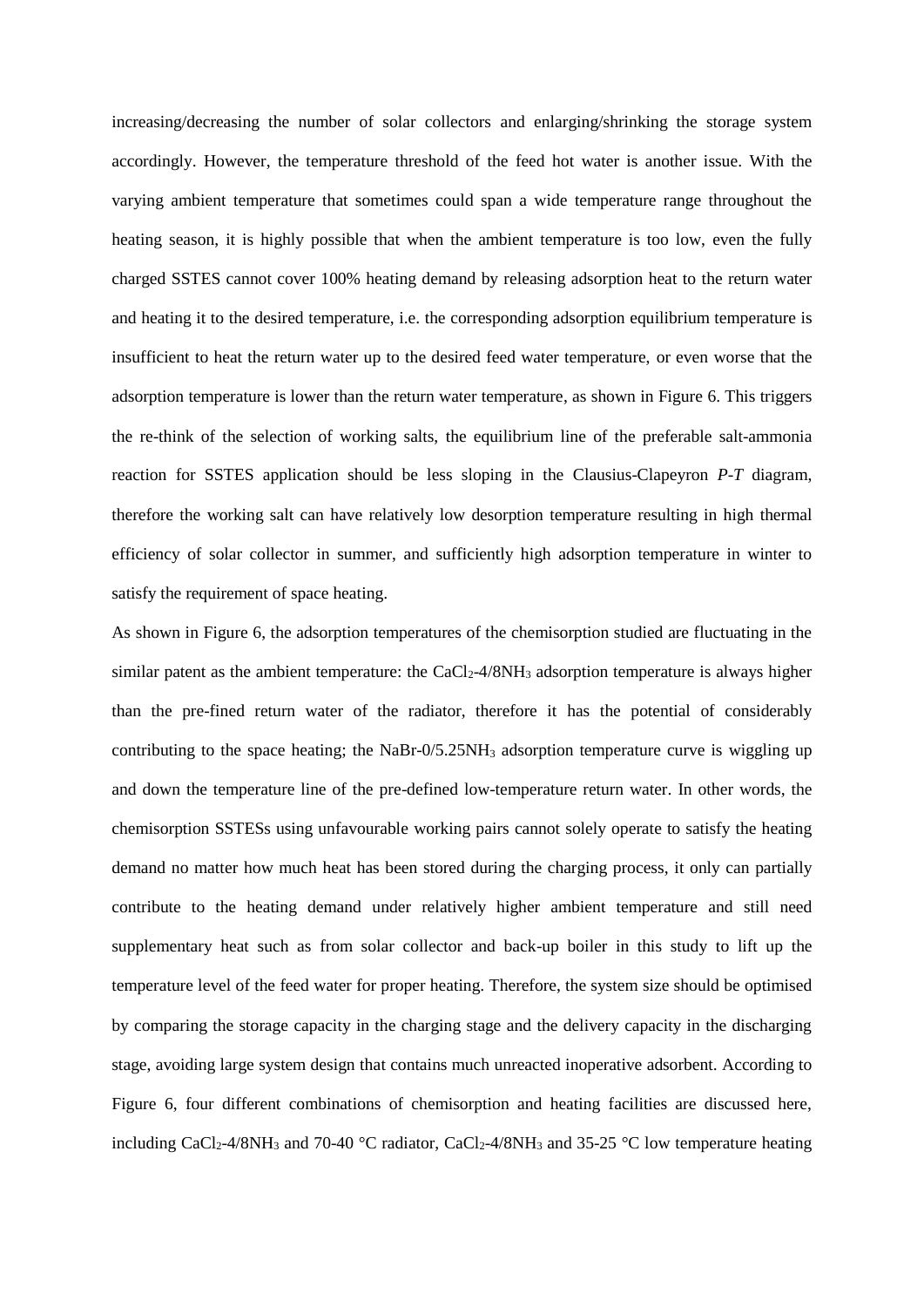increasing/decreasing the number of solar collectors and enlarging/shrinking the storage system accordingly. However, the temperature threshold of the feed hot water is another issue. With the varying ambient temperature that sometimes could span a wide temperature range throughout the heating season, it is highly possible that when the ambient temperature is too low, even the fully charged SSTES cannot cover 100% heating demand by releasing adsorption heat to the return water and heating it to the desired temperature, i.e. the corresponding adsorption equilibrium temperature is insufficient to heat the return water up to the desired feed water temperature, or even worse that the adsorption temperature is lower than the return water temperature, as shown in Figure 6. This triggers the re-think of the selection of working salts, the equilibrium line of the preferable salt-ammonia reaction for SSTES application should be less sloping in the Clausius-Clapeyron *P-T* diagram, therefore the working salt can have relatively low desorption temperature resulting in high thermal efficiency of solar collector in summer, and sufficiently high adsorption temperature in winter to satisfy the requirement of space heating.

As shown in Figure 6, the adsorption temperatures of the chemisorption studied are fluctuating in the similar patent as the ambient temperature: the $CaCl_2$-4/8$NH_3$ adsorption temperature is always higher than the pre-fined return water of the radiator, therefore it has the potential of considerably contributing to the space heating; the NaBr-0/5.25$NH_3$ adsorption temperature curve is wiggling up and down the temperature line of the pre-defined low-temperature return water. In other words, the chemisorption SSTESs using unfavourable working pairs cannot solely operate to satisfy the heating demand no matter how much heat has been stored during the charging process, it only can partially contribute to the heating demand under relatively higher ambient temperature and still need supplementary heat such as from solar collector and back-up boiler in this study to lift up the temperature level of the feed water for proper heating. Therefore, the system size should be optimised by comparing the storage capacity in the charging stage and the delivery capacity in the discharging stage, avoiding large system design that contains much unreacted inoperative adsorbent. According to Figure 6, four different combinations of chemisorption and heating facilities are discussed here, including $CaCl_2$-4/8$NH_3$ and 70-40 °C radiator, $CaCl_2$-4/8$NH_3$ and 35-25 °C low temperature heating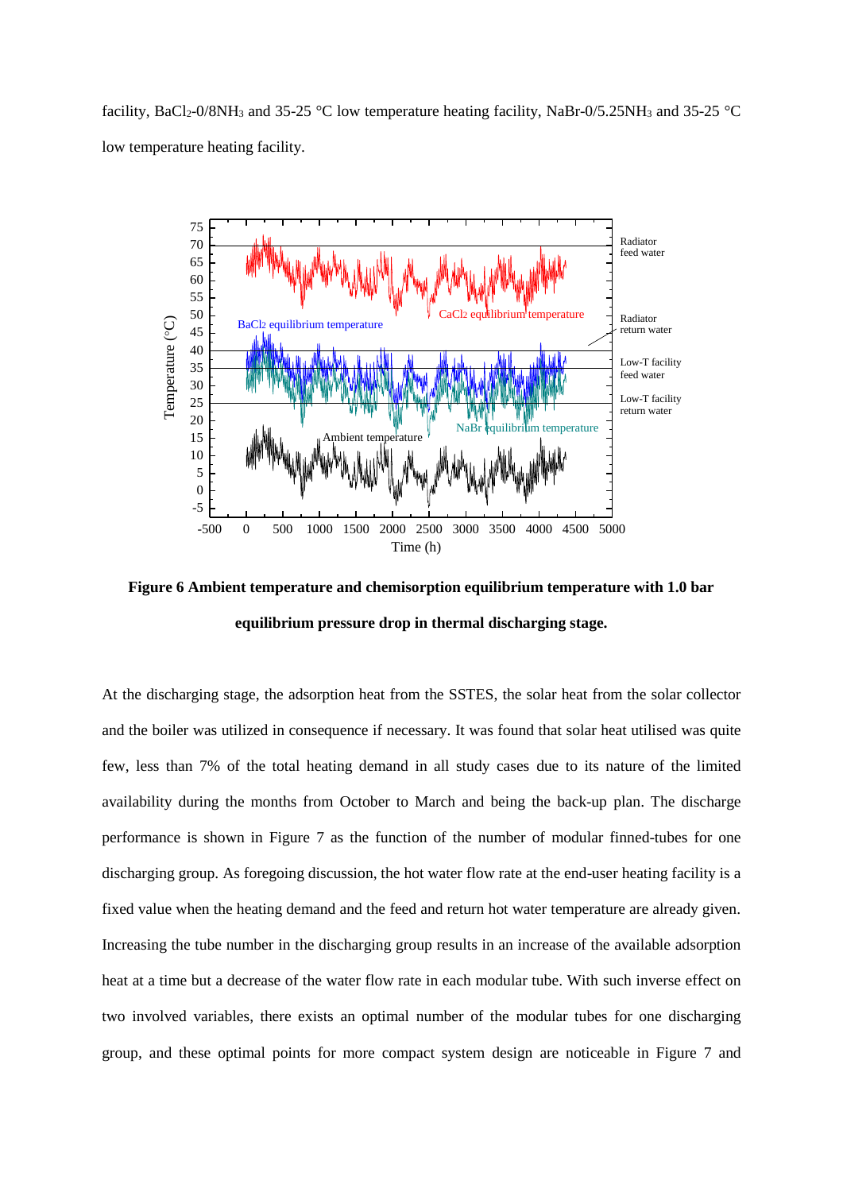facility, $BaCl_2$-0/8$NH_3$ and 35-25 °C low temperature heating facility, NaBr-0/5.25$NH_3$ and 35-25 °C low temperature heating facility.

**Figure 6 Ambient temperature and chemisorption equilibrium temperature with 1.0 bar equilibrium pressure drop in thermal discharging stage.**

At the discharging stage, the adsorption heat from the SSTES, the solar heat from the solar collector and the boiler was utilized in consequence if necessary. It was found that solar heat utilised was quite few, less than 7% of the total heating demand in all study cases due to its nature of the limited availability during the months from October to March and being the back-up plan. The discharge performance is shown in Figure 7 as the function of the number of modular finned-tubes for one discharging group. As foregoing discussion, the hot water flow rate at the end-user heating facility is a fixed value when the heating demand and the feed and return hot water temperature are already given. Increasing the tube number in the discharging group results in an increase of the available adsorption heat at a time but a decrease of the water flow rate in each modular tube. With such inverse effect on two involved variables, there exists an optimal number of the modular tubes for one discharging group, and these optimal points for more compact system design are noticeable in Figure 7 and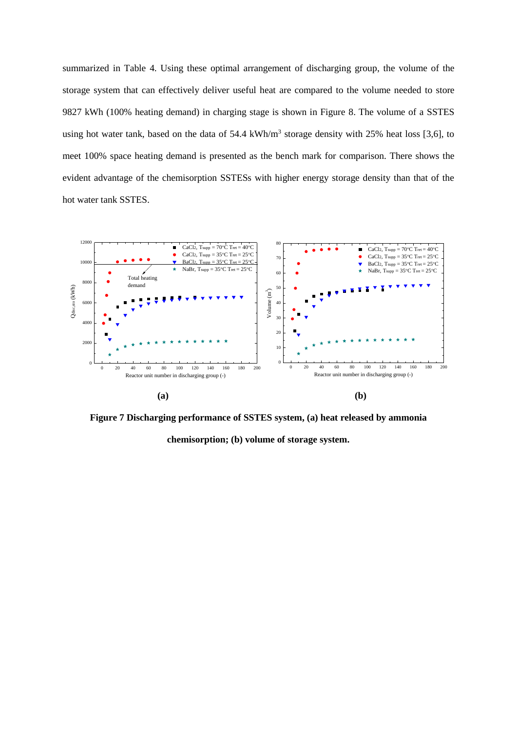summarized in Table 4. Using these optimal arrangement of discharging group, the volume of the storage system that can effectively deliver useful heat are compared to the volume needed to store 9827 kWh (100% heating demand) in charging stage is shown in Figure 8. The volume of a SSTES using hot water tank, based on the data of 54.4 kWh/m$^3$ storage density with 25% heat loss [3,6], to meet 100% space heating demand is presented as the bench mark for comparison. There shows the evident advantage of the chemisorption SSTESs with higher energy storage density than that of the hot water tank SSTES.

**(a)** **(b)**

**Figure 7 Discharging performance of SSTES system, (a) heat released by ammonia chemisorption; (b) volume of storage system.**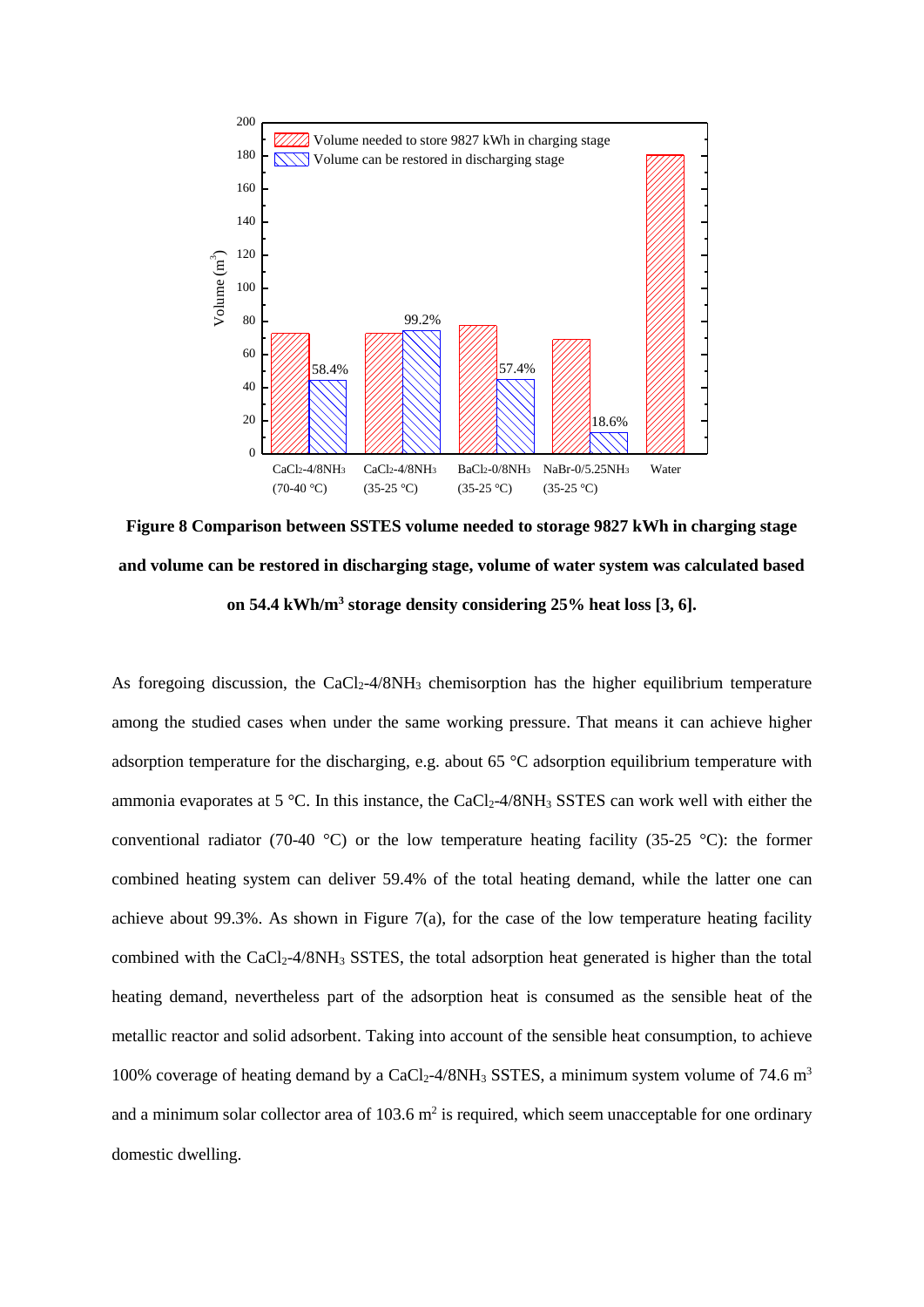**Figure 8 Comparison between SSTES volume needed to storage 9827 kWh in charging stage and volume can be restored in discharging stage, volume of water system was calculated based on 54.4 kWh/m$^3$ storage density considering 25% heat loss [3, 6].**

As foregoing discussion, the $CaCl_2$-4/8$NH_3$ chemisorption has the higher equilibrium temperature among the studied cases when under the same working pressure. That means it can achieve higher adsorption temperature for the discharging, e.g. about 65 °C adsorption equilibrium temperature with ammonia evaporates at 5 °C. In this instance, the $CaCl_2$-4/8$NH_3$ SSTES can work well with either the conventional radiator (70-40 °C) or the low temperature heating facility (35-25 °C): the former combined heating system can deliver 59.4% of the total heating demand, while the latter one can achieve about 99.3%. As shown in Figure 7(a), for the case of the low temperature heating facility combined with the $CaCl_2$-4/8$NH_3$ SSTES, the total adsorption heat generated is higher than the total heating demand, nevertheless part of the adsorption heat is consumed as the sensible heat of the metallic reactor and solid adsorbent. Taking into account of the sensible heat consumption, to achieve 100% coverage of heating demand by a $CaCl_2$-4/8$NH_3$ SSTES, a minimum system volume of 74.6 m$^3$ and a minimum solar collector area of 103.6 m$^2$ is required, which seem unacceptable for one ordinary domestic dwelling.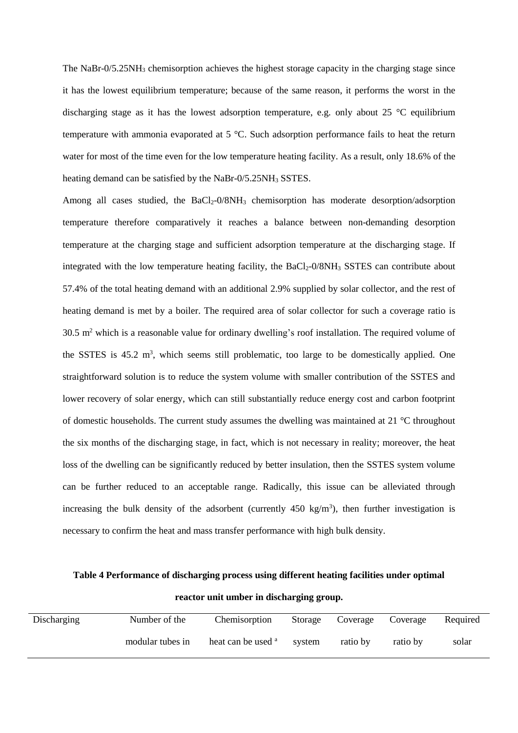The NaBr-0/5.25$NH_3$ chemisorption achieves the highest storage capacity in the charging stage since it has the lowest equilibrium temperature; because of the same reason, it performs the worst in the discharging stage as it has the lowest adsorption temperature, e.g. only about 25 °C equilibrium temperature with ammonia evaporated at 5 °C. Such adsorption performance fails to heat the return water for most of the time even for the low temperature heating facility. As a result, only 18.6% of the heating demand can be satisfied by the NaBr-0/5.25$NH_3$ SSTES.

Among all cases studied, the $BaCl_2$-0/8$NH_3$ chemisorption has moderate desorption/adsorption temperature therefore comparatively it reaches a balance between non-demanding desorption temperature at the charging stage and sufficient adsorption temperature at the discharging stage. If integrated with the low temperature heating facility, the $BaCl_2$-0/8$NH_3$ SSTES can contribute about 57.4% of the total heating demand with an additional 2.9% supplied by solar collector, and the rest of heating demand is met by a boiler. The required area of solar collector for such a coverage ratio is 30.5 $m^2$ which is a reasonable value for ordinary dwelling's roof installation. The required volume of the SSTES is 45.2 $m^3$, which seems still problematic, too large to be domestically applied. One straightforward solution is to reduce the system volume with smaller contribution of the SSTES and lower recovery of solar energy, which can still substantially reduce energy cost and carbon footprint of domestic households. The current study assumes the dwelling was maintained at 21 °C throughout the six months of the discharging stage, in fact, which is not necessary in reality; moreover, the heat loss of the dwelling can be significantly reduced by better insulation, then the SSTES system volume can be further reduced to an acceptable range. Radically, this issue can be alleviated through increasing the bulk density of the adsorbent (currently 450 $kg/m^3$), then further investigation is necessary to confirm the heat and mass transfer performance with high bulk density.

**Table 4 Performance of discharging process using different heating facilities under optimal reactor unit umber in discharging group.**

| Discharging | Number of the modular tubes in | Chemisorption heat can be used [a] | Storage system | Coverage ratio by | Coverage ratio by | Required solar |
|---|---|---|---|---|---|---|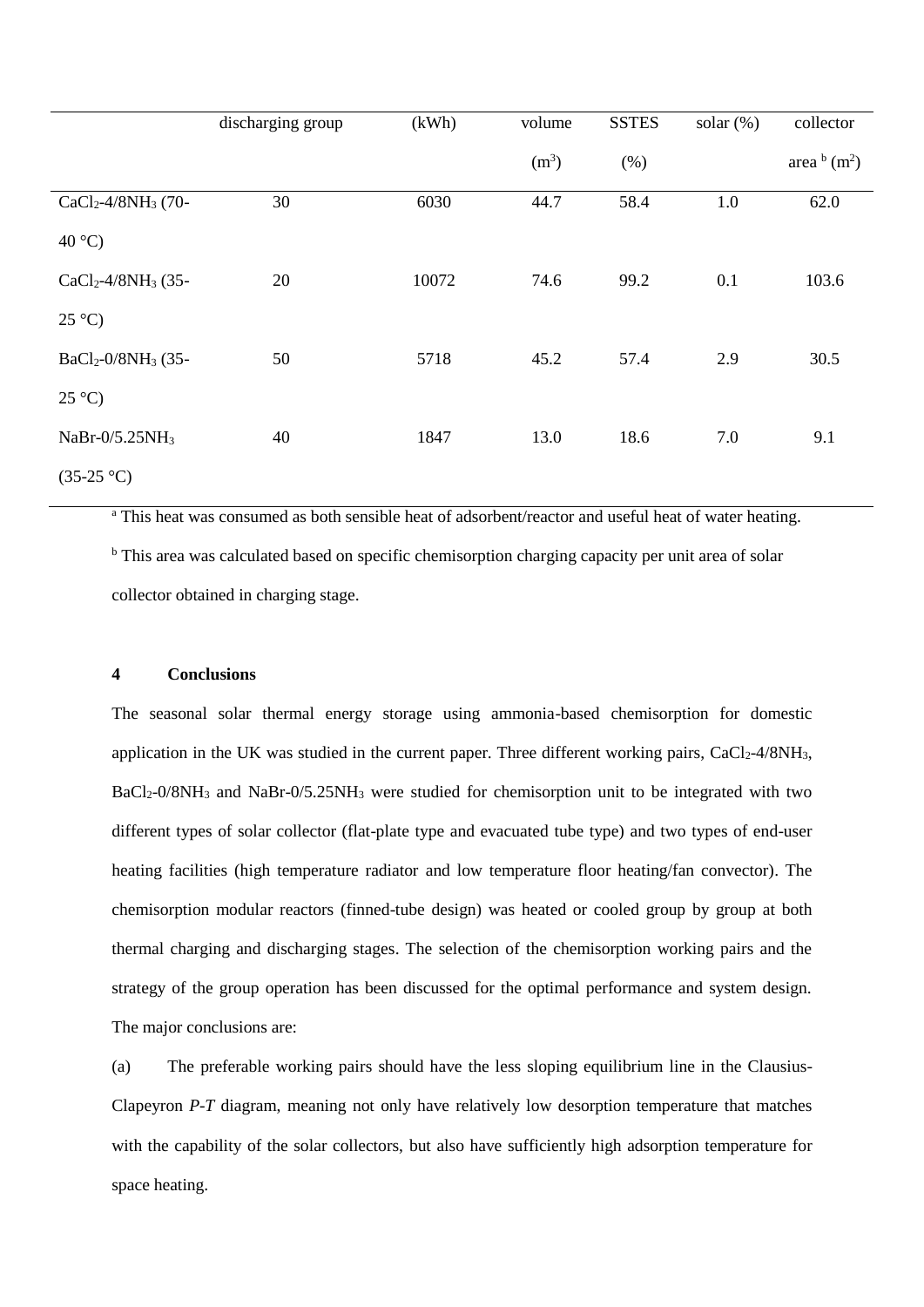| | discharging group | (kWh) | volume ($m^3$) | SSTES (%) | solar (%) | collector area [b] ($m^2$) |
|---|---|---|---|---|---|---|
| $CaCl_2$-4/8$NH_3$ (70-40 °C) | 30 | 6030 | 44.7 | 58.4 | 1.0 | 62.0 |
| $CaCl_2$-4/8$NH_3$ (35-25 °C) | 20 | 10072 | 74.6 | 99.2 | 0.1 | 103.6 |
| $BaCl_2$-0/8$NH_3$ (35-25 °C) | 50 | 5718 | 45.2 | 57.4 | 2.9 | 30.5 |
| NaBr-0/5.25$NH_3$ (35-25 °C) | 40 | 1847 | 13.0 | 18.6 | 7.0 | 9.1 |

[a] This heat was consumed as both sensible heat of adsorbent/reactor and useful heat of water heating.

[b] This area was calculated based on specific chemisorption charging capacity per unit area of solar collector obtained in charging stage.

## 4 Conclusions

The seasonal solar thermal energy storage using ammonia-based chemisorption for domestic application in the UK was studied in the current paper. Three different working pairs, $CaCl_2$-4/8$NH_3$, $BaCl_2$-0/8$NH_3$ and NaBr-0/5.25$NH_3$ were studied for chemisorption unit to be integrated with two different types of solar collector (flat-plate type and evacuated tube type) and two types of end-user heating facilities (high temperature radiator and low temperature floor heating/fan convector). The chemisorption modular reactors (finned-tube design) was heated or cooled group by group at both thermal charging and discharging stages. The selection of the chemisorption working pairs and the strategy of the group operation has been discussed for the optimal performance and system design. The major conclusions are:

(a) The preferable working pairs should have the less sloping equilibrium line in the Clausius-Clapeyron *P-T* diagram, meaning not only have relatively low desorption temperature that matches with the capability of the solar collectors, but also have sufficiently high adsorption temperature for space heating.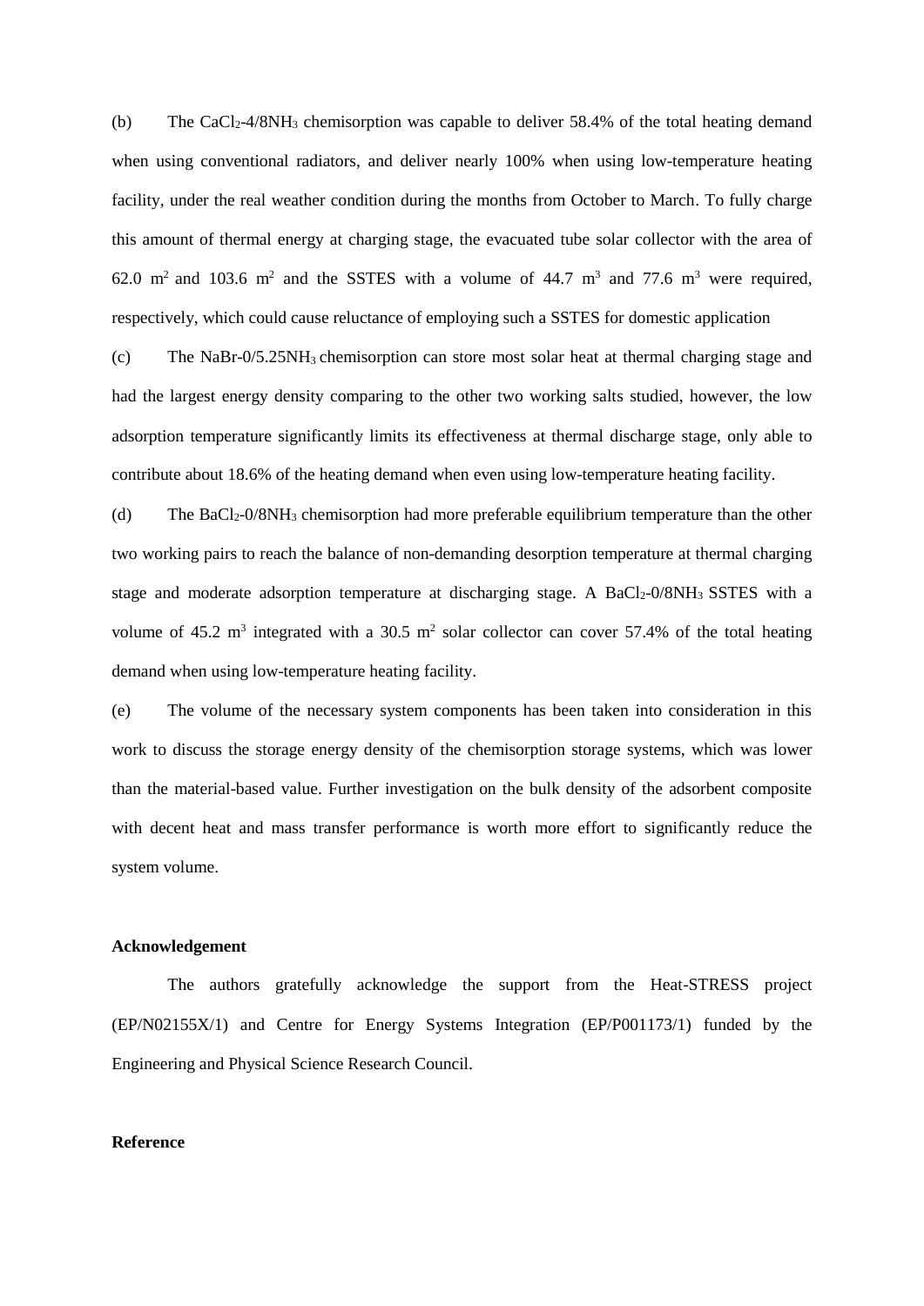(b) The $CaCl_2$-4/8$NH_3$ chemisorption was capable to deliver 58.4% of the total heating demand when using conventional radiators, and deliver nearly 100% when using low-temperature heating facility, under the real weather condition during the months from October to March. To fully charge this amount of thermal energy at charging stage, the evacuated tube solar collector with the area of 62.0 $m^2$ and 103.6 $m^2$ and the SSTES with a volume of 44.7 $m^3$ and 77.6 $m^3$ were required, respectively, which could cause reluctance of employing such a SSTES for domestic application

(c) The NaBr-0/5.25$NH_3$ chemisorption can store most solar heat at thermal charging stage and had the largest energy density comparing to the other two working salts studied, however, the low adsorption temperature significantly limits its effectiveness at thermal discharge stage, only able to contribute about 18.6% of the heating demand when even using low-temperature heating facility.

(d) The $BaCl_2$-0/8$NH_3$ chemisorption had more preferable equilibrium temperature than the other two working pairs to reach the balance of non-demanding desorption temperature at thermal charging stage and moderate adsorption temperature at discharging stage. A $BaCl_2$-0/8$NH_3$ SSTES with a volume of 45.2 $m^3$ integrated with a 30.5 $m^2$ solar collector can cover 57.4% of the total heating demand when using low-temperature heating facility.

(e) The volume of the necessary system components has been taken into consideration in this work to discuss the storage energy density of the chemisorption storage systems, which was lower than the material-based value. Further investigation on the bulk density of the adsorbent composite with decent heat and mass transfer performance is worth more effort to significantly reduce the system volume.

**Acknowledgement**

The authors gratefully acknowledge the support from the Heat-STRESS project (EP/N02155X/1) and Centre for Energy Systems Integration (EP/P001173/1) funded by the Engineering and Physical Science Research Council.

**Reference**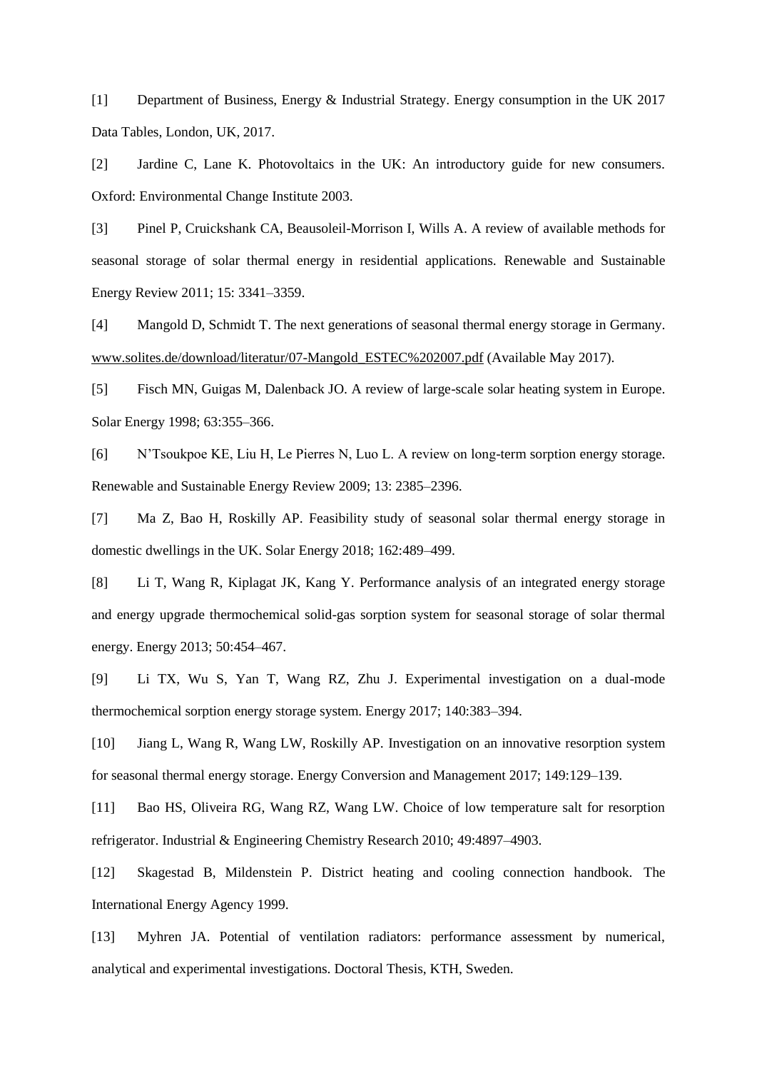[1] Department of Business, Energy & Industrial Strategy. Energy consumption in the UK 2017 Data Tables, London, UK, 2017.

[2] Jardine C, Lane K. Photovoltaics in the UK: An introductory guide for new consumers. Oxford: Environmental Change Institute 2003.

[3] Pinel P, Cruickshank CA, Beausoleil-Morrison I, Wills A. A review of available methods for seasonal storage of solar thermal energy in residential applications. Renewable and Sustainable Energy Review 2011; 15: 3341–3359.

[4] Mangold D, Schmidt T. The next generations of seasonal thermal energy storage in Germany. www.solites.de/download/literatur/07-Mangold_ESTEC%202007.pdf (Available May 2017).

[5] Fisch MN, Guigas M, Dalenback JO. A review of large-scale solar heating system in Europe. Solar Energy 1998; 63:355–366.

[6] N'Tsoukpoe KE, Liu H, Le Pierres N, Luo L. A review on long-term sorption energy storage. Renewable and Sustainable Energy Review 2009; 13: 2385–2396.

[7] Ma Z, Bao H, Roskilly AP. Feasibility study of seasonal solar thermal energy storage in domestic dwellings in the UK. Solar Energy 2018; 162:489–499.

[8] Li T, Wang R, Kiplagat JK, Kang Y. Performance analysis of an integrated energy storage and energy upgrade thermochemical solid-gas sorption system for seasonal storage of solar thermal energy. Energy 2013; 50:454–467.

[9] Li TX, Wu S, Yan T, Wang RZ, Zhu J. Experimental investigation on a dual-mode thermochemical sorption energy storage system. Energy 2017; 140:383–394.

[10] Jiang L, Wang R, Wang LW, Roskilly AP. Investigation on an innovative resorption system for seasonal thermal energy storage. Energy Conversion and Management 2017; 149:129–139.

[11] Bao HS, Oliveira RG, Wang RZ, Wang LW. Choice of low temperature salt for resorption refrigerator. Industrial & Engineering Chemistry Research 2010; 49:4897–4903.

[12] Skagestad B, Mildenstein P. District heating and cooling connection handbook. The International Energy Agency 1999.

[13] Myhren JA. Potential of ventilation radiators: performance assessment by numerical, analytical and experimental investigations. Doctoral Thesis, KTH, Sweden.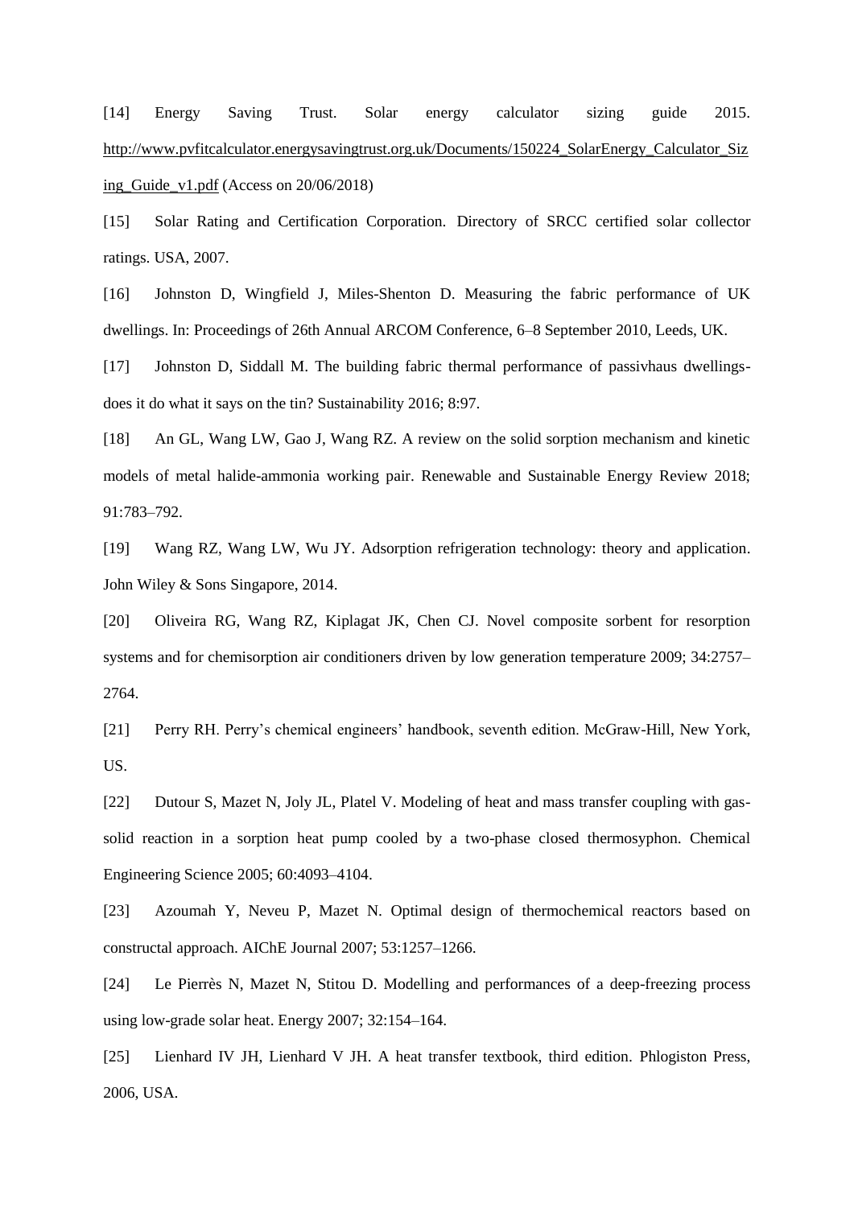[14] Energy Saving Trust. Solar energy calculator sizing guide 2015. http://www.pvfitcalculator.energysavingtrust.org.uk/Documents/150224_SolarEnergy_Calculator_Sizing_Guide_v1.pdf (Access on 20/06/2018)

[15] Solar Rating and Certification Corporation. Directory of SRCC certified solar collector ratings. USA, 2007.

[16] Johnston D, Wingfield J, Miles-Shenton D. Measuring the fabric performance of UK dwellings. In: Proceedings of 26th Annual ARCOM Conference, 6–8 September 2010, Leeds, UK.

[17] Johnston D, Siddall M. The building fabric thermal performance of passivhaus dwellings-does it do what it says on the tin? Sustainability 2016; 8:97.

[18] An GL, Wang LW, Gao J, Wang RZ. A review on the solid sorption mechanism and kinetic models of metal halide-ammonia working pair. Renewable and Sustainable Energy Review 2018; 91:783–792.

[19] Wang RZ, Wang LW, Wu JY. Adsorption refrigeration technology: theory and application. John Wiley & Sons Singapore, 2014.

[20] Oliveira RG, Wang RZ, Kiplagat JK, Chen CJ. Novel composite sorbent for resorption systems and for chemisorption air conditioners driven by low generation temperature 2009; 34:2757–2764.

[21] Perry RH. Perry's chemical engineers' handbook, seventh edition. McGraw-Hill, New York, US.

[22] Dutour S, Mazet N, Joly JL, Platel V. Modeling of heat and mass transfer coupling with gas-solid reaction in a sorption heat pump cooled by a two-phase closed thermosyphon. Chemical Engineering Science 2005; 60:4093–4104.

[23] Azoumah Y, Neveu P, Mazet N. Optimal design of thermochemical reactors based on constructal approach. AIChE Journal 2007; 53:1257–1266.

[24] Le Pierrès N, Mazet N, Stitou D. Modelling and performances of a deep-freezing process using low-grade solar heat. Energy 2007; 32:154–164.

[25] Lienhard IV JH, Lienhard V JH. A heat transfer textbook, third edition. Phlogiston Press, 2006, USA.